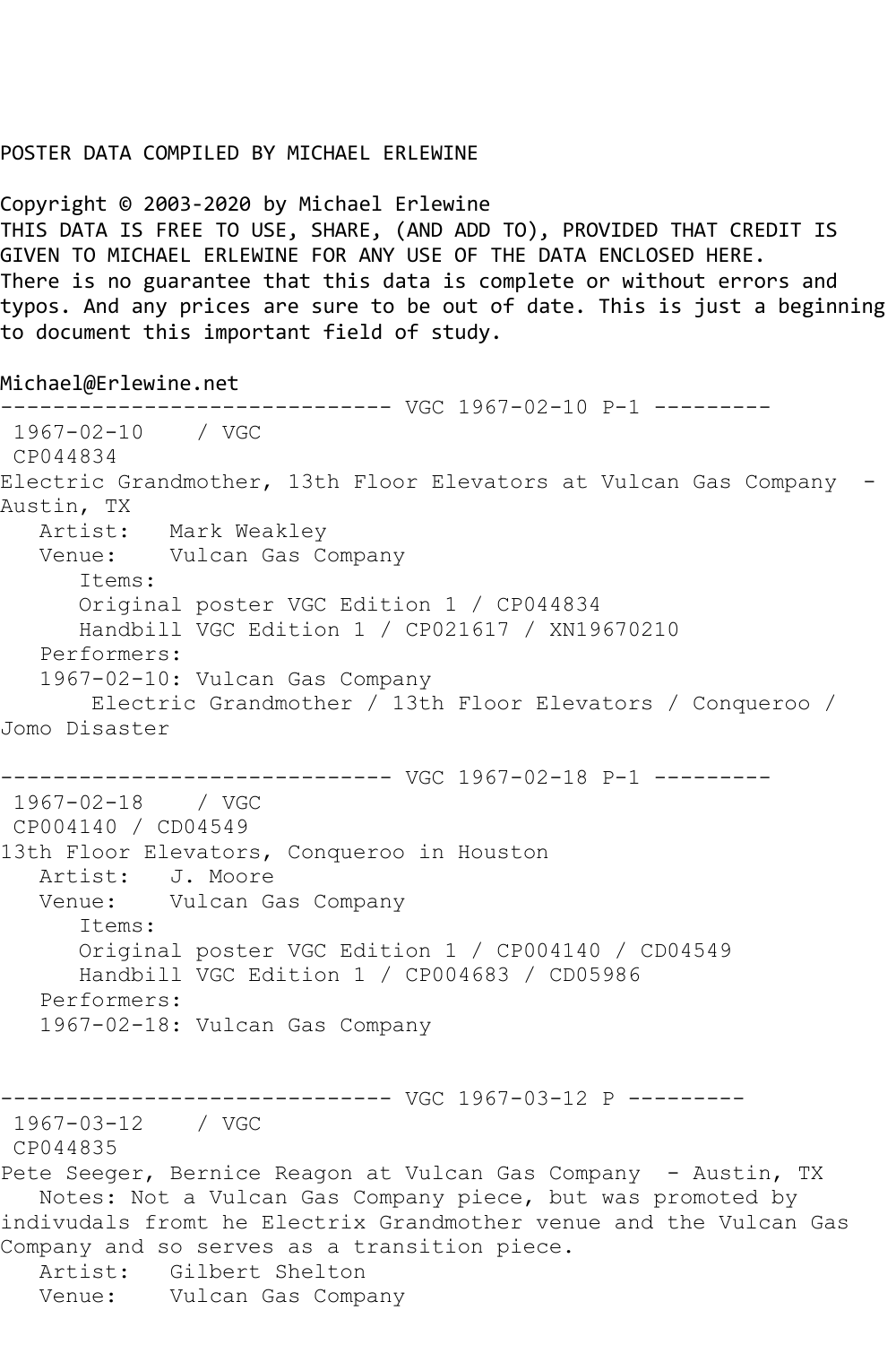POSTER DATA COMPILED BY MICHAEL ERLEWINE

Copyright © 2003-2020 by Michael Erlewine
THIS DATA IS FREE TO USE, SHARE, (AND ADD TO), PROVIDED THAT CREDIT IS GIVEN TO MICHAEL ERLEWINE FOR ANY USE OF THE DATA ENCLOSED HERE.
There is no guarantee that this data is complete or without errors and typos. And any prices are sure to be out of date. This is just a beginning to document this important field of study.

Michael@Erlewine.net

------------------------------ VGC 1967-02-10 P-1 ---------

1967-02-10 / VGC
CP044834
Electric Grandmother, 13th Floor Elevators at Vulcan Gas Company - Austin, TX
   Artist: Mark Weakley
   Venue: Vulcan Gas Company
      Items:
      Original poster VGC Edition 1 / CP044834
      Handbill VGC Edition 1 / CP021617 / XN19670210
   Performers:
   1967-02-10: Vulcan Gas Company
       Electric Grandmother / 13th Floor Elevators / Conqueroo / Jomo Disaster

------------------------------ VGC 1967-02-18 P-1 ---------

1967-02-18 / VGC
CP004140 / CD04549
13th Floor Elevators, Conqueroo in Houston
   Artist: J. Moore
   Venue: Vulcan Gas Company
      Items:
      Original poster VGC Edition 1 / CP004140 / CD04549
      Handbill VGC Edition 1 / CP004683 / CD05986
   Performers:
   1967-02-18: Vulcan Gas Company

------------------------------ VGC 1967-03-12 P ---------

1967-03-12 / VGC
CP044835
Pete Seeger, Bernice Reagon at Vulcan Gas Company - Austin, TX
   Notes: Not a Vulcan Gas Company piece, but was promoted by indivudals fromt he Electrix Grandmother venue and the Vulcan Gas Company and so serves as a transition piece.
   Artist: Gilbert Shelton
   Venue: Vulcan Gas Company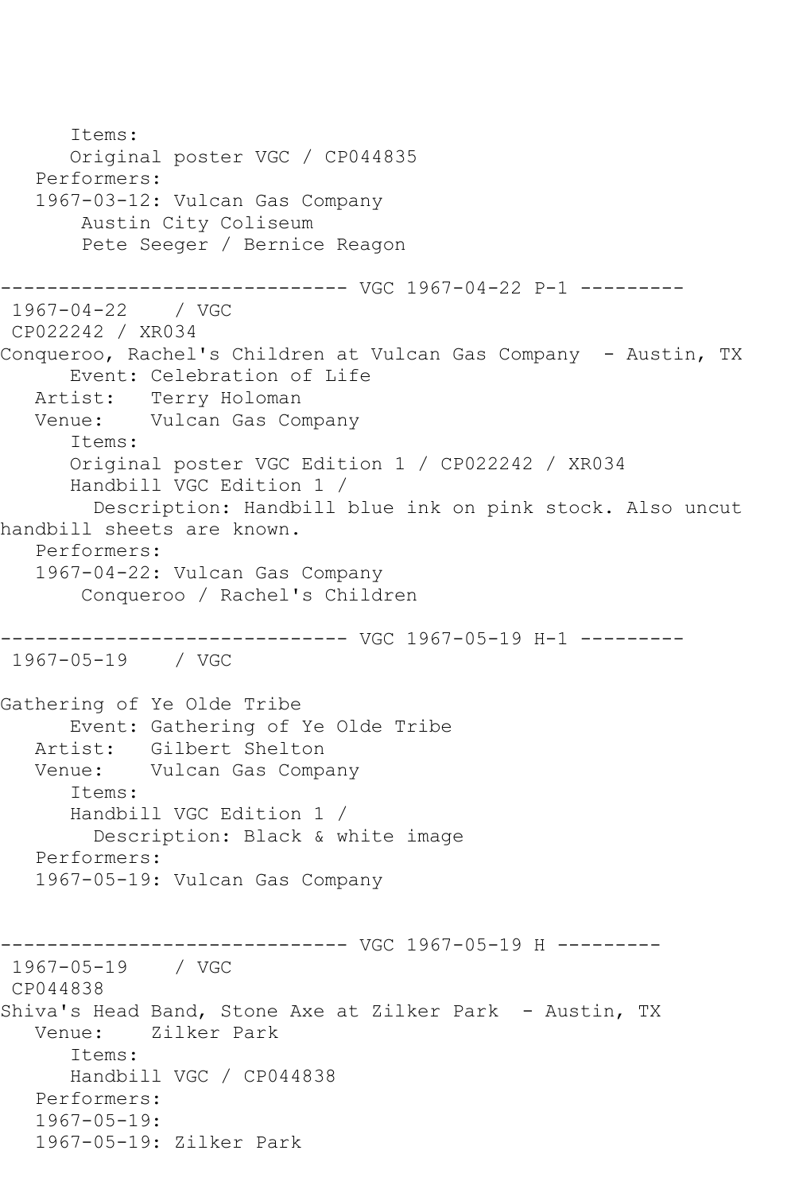```
      Items:
      Original poster VGC / CP044835
   Performers:
   1967-03-12: Vulcan Gas Company
       Austin City Coliseum
       Pete Seeger / Bernice Reagon

------------------------------ VGC 1967-04-22 P-1 ---------
 1967-04-22    / VGC
 CP022242 / XR034
Conqueroo, Rachel's Children at Vulcan Gas Company  - Austin, TX
      Event: Celebration of Life
   Artist:   Terry Holoman
   Venue:    Vulcan Gas Company
      Items:
      Original poster VGC Edition 1 / CP022242 / XR034
      Handbill VGC Edition 1 /
        Description: Handbill blue ink on pink stock. Also uncut
handbill sheets are known.
   Performers:
   1967-04-22: Vulcan Gas Company
       Conqueroo / Rachel's Children

------------------------------ VGC 1967-05-19 H-1 ---------
 1967-05-19    / VGC

Gathering of Ye Olde Tribe
      Event: Gathering of Ye Olde Tribe
   Artist:   Gilbert Shelton
   Venue:    Vulcan Gas Company
      Items:
      Handbill VGC Edition 1 /
        Description: Black & white image
   Performers:
   1967-05-19: Vulcan Gas Company


------------------------------ VGC 1967-05-19 H ---------
 1967-05-19    / VGC
 CP044838
Shiva's Head Band, Stone Axe at Zilker Park  - Austin, TX
   Venue:    Zilker Park
      Items:
      Handbill VGC / CP044838
   Performers:
   1967-05-19:
   1967-05-19: Zilker Park
```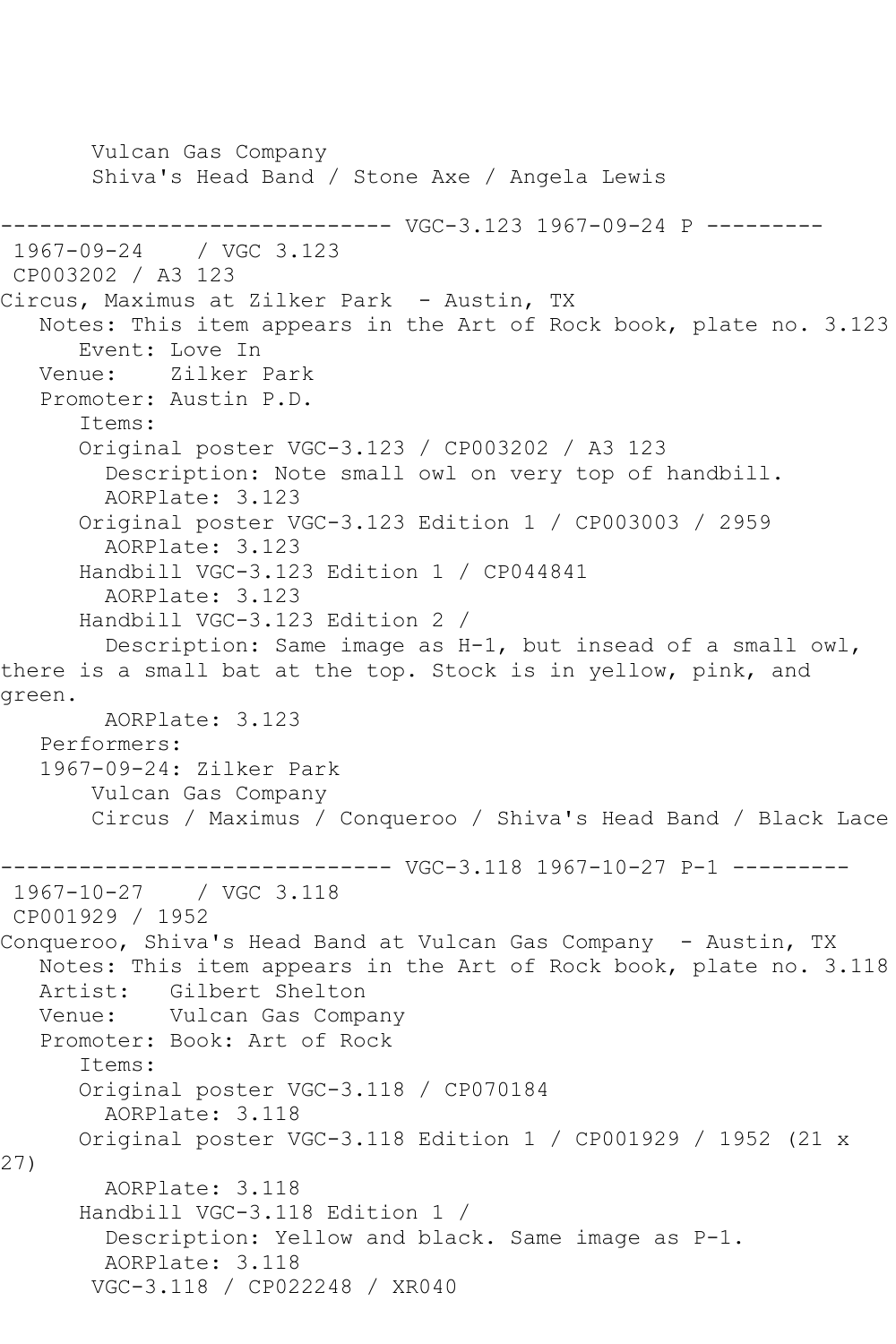Vulcan Gas Company
Shiva's Head Band / Stone Axe / Angela Lewis

------------------------------ VGC-3.123 1967-09-24 P ---------

1967-09-24 / VGC 3.123
CP003202 / A3 123
Circus, Maximus at Zilker Park - Austin, TX
Notes: This item appears in the Art of Rock book, plate no. 3.123
Event: Love In
Venue: Zilker Park
Promoter: Austin P.D.
Items:
Original poster VGC-3.123 / CP003202 / A3 123
Description: Note small owl on very top of handbill.
AORPlate: 3.123
Original poster VGC-3.123 Edition 1 / CP003003 / 2959
AORPlate: 3.123
Handbill VGC-3.123 Edition 1 / CP044841
AORPlate: 3.123
Handbill VGC-3.123 Edition 2 /
Description: Same image as H-1, but insead of a small owl, there is a small bat at the top. Stock is in yellow, pink, and green.
AORPlate: 3.123
Performers:
1967-09-24: Zilker Park
Vulcan Gas Company
Circus / Maximus / Conqueroo / Shiva's Head Band / Black Lace

------------------------------ VGC-3.118 1967-10-27 P-1 ---------

1967-10-27 / VGC 3.118
CP001929 / 1952
Conqueroo, Shiva's Head Band at Vulcan Gas Company - Austin, TX
Notes: This item appears in the Art of Rock book, plate no. 3.118
Artist: Gilbert Shelton
Venue: Vulcan Gas Company
Promoter: Book: Art of Rock
Items:
Original poster VGC-3.118 / CP070184
AORPlate: 3.118
Original poster VGC-3.118 Edition 1 / CP001929 / 1952 (21 x 27)
AORPlate: 3.118
Handbill VGC-3.118 Edition 1 /
Description: Yellow and black. Same image as P-1.
AORPlate: 3.118
VGC-3.118 / CP022248 / XR040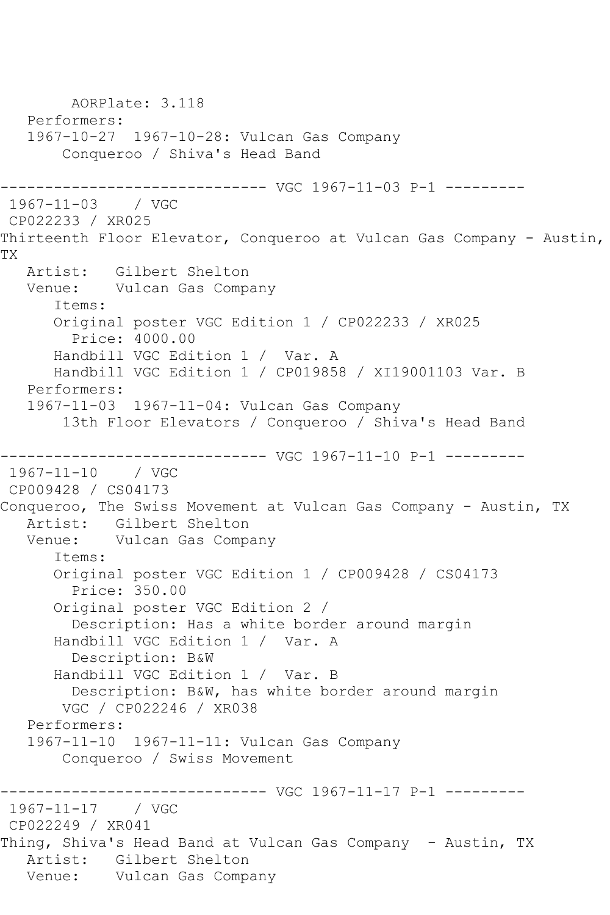AORPlate: 3.118
Performers:
1967-10-27  1967-10-28: Vulcan Gas Company
Conqueroo / Shiva's Head Band

------------------------------ VGC 1967-11-03 P-1 ---------

1967-11-03    / VGC
CP022233 / XR025
Thirteenth Floor Elevator, Conqueroo at Vulcan Gas Company - Austin, TX
Artist:   Gilbert Shelton
Venue:    Vulcan Gas Company
Items:
Original poster VGC Edition 1 / CP022233 / XR025
Price: 4000.00
Handbill VGC Edition 1 /  Var. A
Handbill VGC Edition 1 / CP019858 / XI19001103 Var. B
Performers:
1967-11-03  1967-11-04: Vulcan Gas Company
13th Floor Elevators / Conqueroo / Shiva's Head Band

------------------------------ VGC 1967-11-10 P-1 ---------

1967-11-10    / VGC
CP009428 / CS04173
Conqueroo, The Swiss Movement at Vulcan Gas Company - Austin, TX
Artist:   Gilbert Shelton
Venue:    Vulcan Gas Company
Items:
Original poster VGC Edition 1 / CP009428 / CS04173
Price: 350.00
Original poster VGC Edition 2 /
Description: Has a white border around margin
Handbill VGC Edition 1 /  Var. A
Description: B&W
Handbill VGC Edition 1 /  Var. B
Description: B&W, has white border around margin
VGC / CP022246 / XR038
Performers:
1967-11-10  1967-11-11: Vulcan Gas Company
Conqueroo / Swiss Movement

------------------------------ VGC 1967-11-17 P-1 ---------

1967-11-17    / VGC
CP022249 / XR041
Thing, Shiva's Head Band at Vulcan Gas Company  - Austin, TX
Artist:   Gilbert Shelton
Venue:    Vulcan Gas Company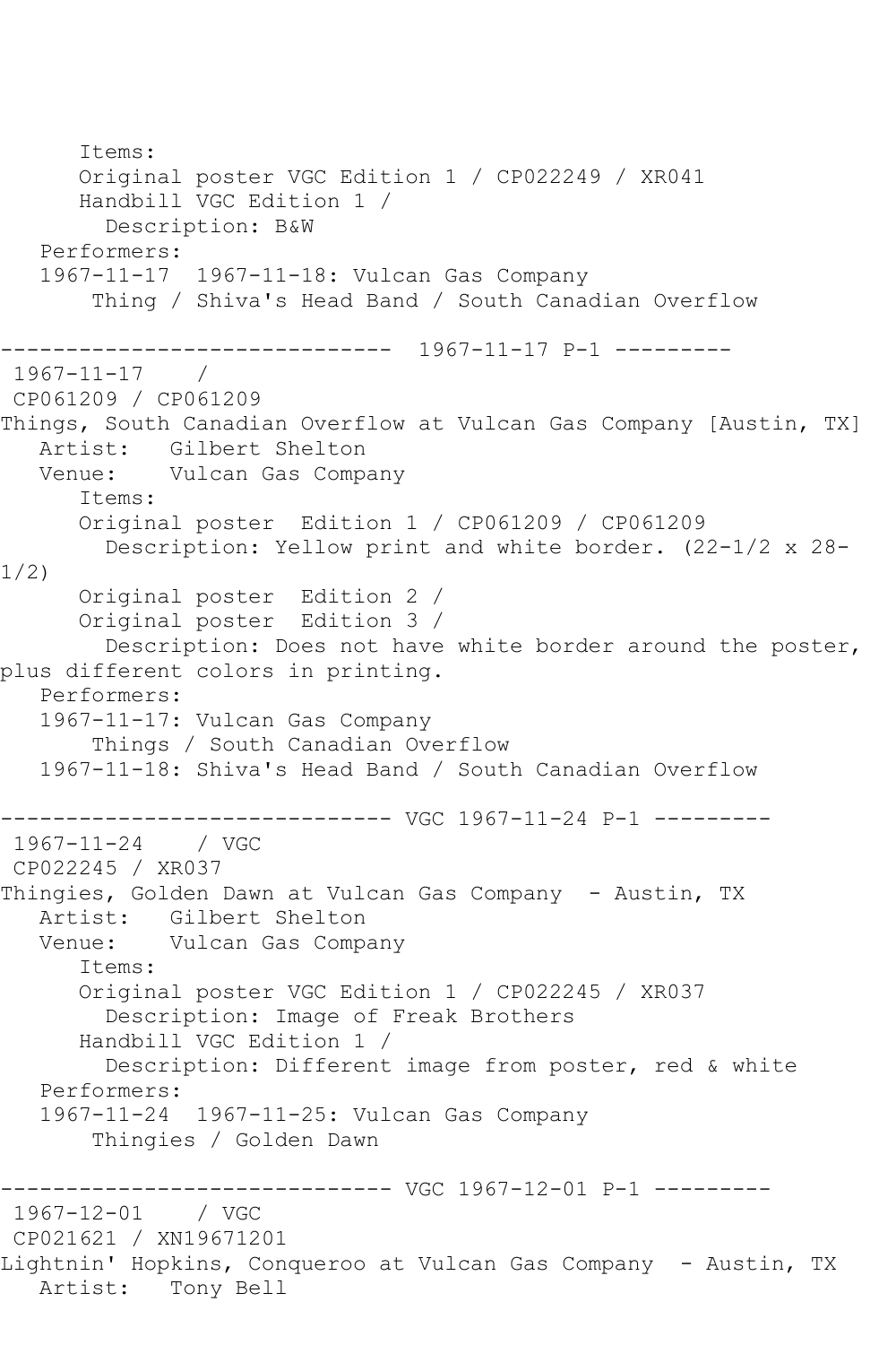```
      Items:
      Original poster VGC Edition 1 / CP022249 / XR041
      Handbill VGC Edition 1 / 
        Description: B&W
   Performers:
   1967-11-17  1967-11-18: Vulcan Gas Company
       Thing / Shiva's Head Band / South Canadian Overflow

------------------------------  1967-11-17 P-1 ---------
 1967-11-17    / 
 CP061209 / CP061209
Things, South Canadian Overflow at Vulcan Gas Company [Austin, TX]
   Artist:   Gilbert Shelton
   Venue:    Vulcan Gas Company
      Items:
      Original poster  Edition 1 / CP061209 / CP061209
        Description: Yellow print and white border. (22-1/2 x 28-
1/2)
      Original poster  Edition 2 / 
      Original poster  Edition 3 / 
        Description: Does not have white border around the poster, 
plus different colors in printing.
   Performers:
   1967-11-17: Vulcan Gas Company
       Things / South Canadian Overflow
   1967-11-18: Shiva's Head Band / South Canadian Overflow

------------------------------ VGC 1967-11-24 P-1 ---------
 1967-11-24    / VGC
 CP022245 / XR037
Thingies, Golden Dawn at Vulcan Gas Company  - Austin, TX
   Artist:   Gilbert Shelton
   Venue:    Vulcan Gas Company
      Items:
      Original poster VGC Edition 1 / CP022245 / XR037
        Description: Image of Freak Brothers
      Handbill VGC Edition 1 / 
        Description: Different image from poster, red & white
   Performers:
   1967-11-24  1967-11-25: Vulcan Gas Company
       Thingies / Golden Dawn

------------------------------ VGC 1967-12-01 P-1 ---------
 1967-12-01    / VGC
 CP021621 / XN19671201
Lightnin' Hopkins, Conqueroo at Vulcan Gas Company  - Austin, TX
   Artist:   Tony Bell
```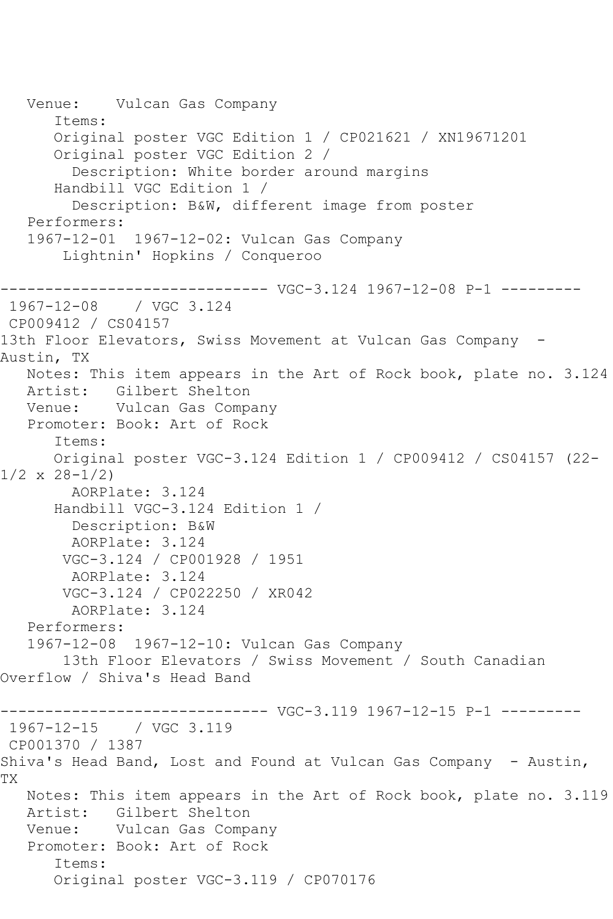```
   Venue:    Vulcan Gas Company
      Items:
      Original poster VGC Edition 1 / CP021621 / XN19671201
      Original poster VGC Edition 2 / 
        Description: White border around margins
      Handbill VGC Edition 1 / 
        Description: B&W, different image from poster
   Performers:
   1967-12-01  1967-12-02: Vulcan Gas Company
       Lightnin' Hopkins / Conqueroo

------------------------------ VGC-3.124 1967-12-08 P-1 ---------
 1967-12-08    / VGC 3.124
 CP009412 / CS04157
13th Floor Elevators, Swiss Movement at Vulcan Gas Company  - 
Austin, TX
   Notes: This item appears in the Art of Rock book, plate no. 3.124
   Artist:   Gilbert Shelton
   Venue:    Vulcan Gas Company
   Promoter: Book: Art of Rock
      Items:
      Original poster VGC-3.124 Edition 1 / CP009412 / CS04157 (22-
1/2 x 28-1/2)
        AORPlate: 3.124 
      Handbill VGC-3.124 Edition 1 / 
        Description: B&W
        AORPlate: 3.124 
       VGC-3.124 / CP001928 / 1951
        AORPlate: 3.124 
       VGC-3.124 / CP022250 / XR042
        AORPlate: 3.124 
   Performers:
   1967-12-08  1967-12-10: Vulcan Gas Company
       13th Floor Elevators / Swiss Movement / South Canadian 
Overflow / Shiva's Head Band

------------------------------ VGC-3.119 1967-12-15 P-1 ---------
 1967-12-15    / VGC 3.119
 CP001370 / 1387
Shiva's Head Band, Lost and Found at Vulcan Gas Company  - Austin, 
TX
   Notes: This item appears in the Art of Rock book, plate no. 3.119
   Artist:   Gilbert Shelton
   Venue:    Vulcan Gas Company
   Promoter: Book: Art of Rock
      Items:
      Original poster VGC-3.119 / CP070176
```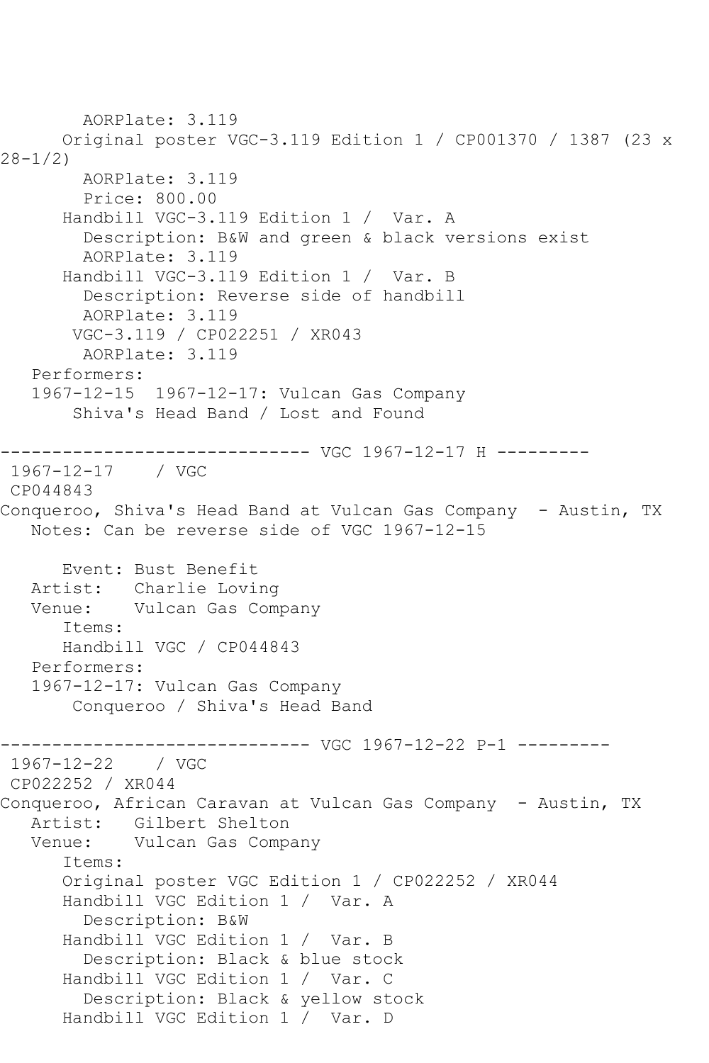```
        AORPlate: 3.119
      Original poster VGC-3.119 Edition 1 / CP001370 / 1387 (23 x 
28-1/2)
        AORPlate: 3.119
        Price: 800.00
      Handbill VGC-3.119 Edition 1 /  Var. A
        Description: B&W and green & black versions exist
        AORPlate: 3.119
      Handbill VGC-3.119 Edition 1 /  Var. B
        Description: Reverse side of handbill
        AORPlate: 3.119
       VGC-3.119 / CP022251 / XR043
        AORPlate: 3.119
   Performers:
   1967-12-15  1967-12-17: Vulcan Gas Company
       Shiva's Head Band / Lost and Found

------------------------------ VGC 1967-12-17 H ---------
 1967-12-17    / VGC
 CP044843
Conqueroo, Shiva's Head Band at Vulcan Gas Company  - Austin, TX
   Notes: Can be reverse side of VGC 1967-12-15

      Event: Bust Benefit
   Artist:   Charlie Loving
   Venue:    Vulcan Gas Company
      Items:
      Handbill VGC / CP044843
   Performers:
   1967-12-17: Vulcan Gas Company
       Conqueroo / Shiva's Head Band

------------------------------ VGC 1967-12-22 P-1 ---------
 1967-12-22    / VGC
 CP022252 / XR044
Conqueroo, African Caravan at Vulcan Gas Company  - Austin, TX
   Artist:   Gilbert Shelton
   Venue:    Vulcan Gas Company
      Items:
      Original poster VGC Edition 1 / CP022252 / XR044
      Handbill VGC Edition 1 /  Var. A
        Description: B&W
      Handbill VGC Edition 1 /  Var. B
        Description: Black & blue stock
      Handbill VGC Edition 1 /  Var. C
        Description: Black & yellow stock
      Handbill VGC Edition 1 /  Var. D
```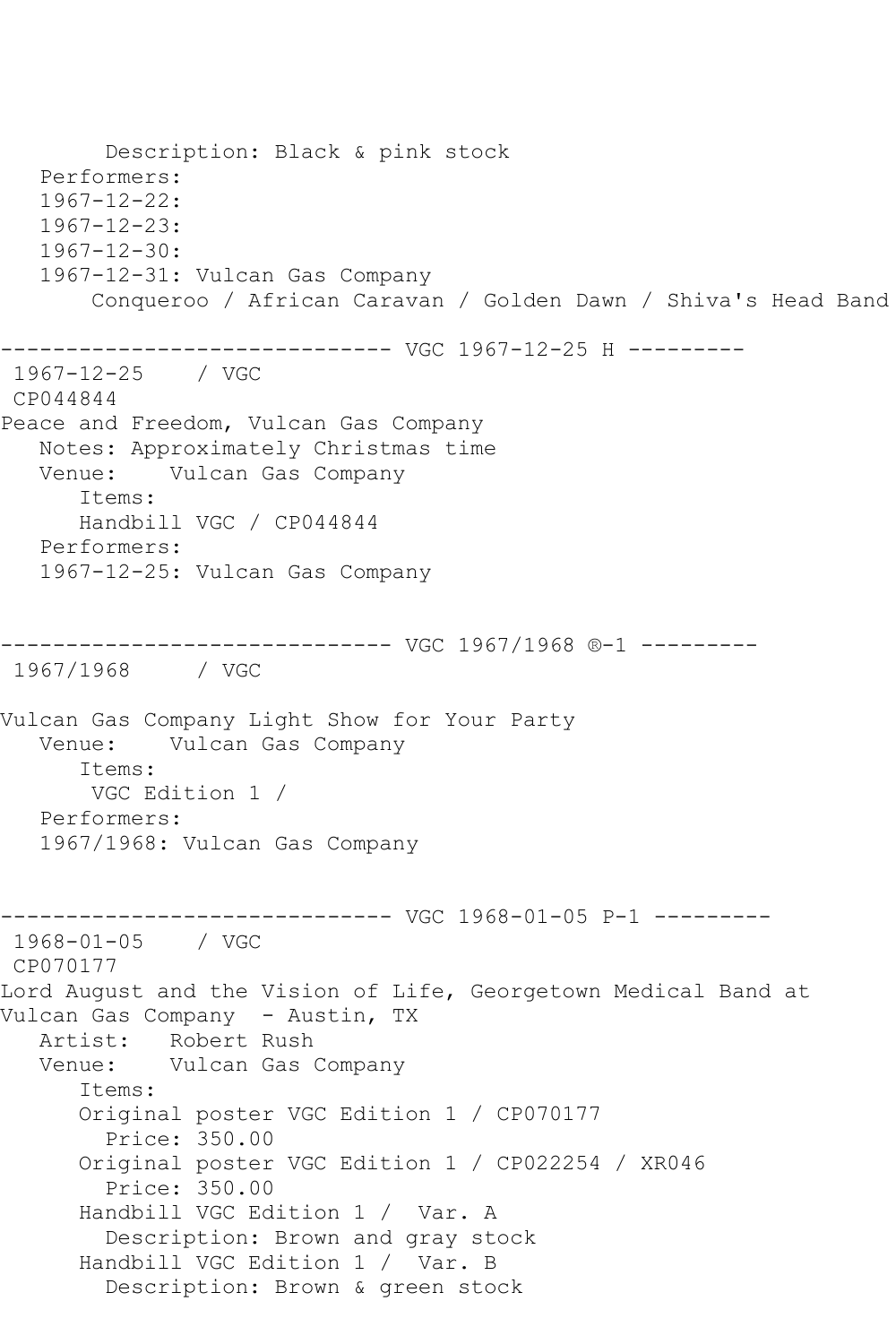```
        Description: Black & pink stock
   Performers:
   1967-12-22:
   1967-12-23:
   1967-12-30:
   1967-12-31: Vulcan Gas Company
       Conqueroo / African Caravan / Golden Dawn / Shiva's Head Band

------------------------------ VGC 1967-12-25 H ---------
 1967-12-25    / VGC
 CP044844
Peace and Freedom, Vulcan Gas Company
   Notes: Approximately Christmas time
   Venue:    Vulcan Gas Company
      Items:
      Handbill VGC / CP044844
   Performers:
   1967-12-25: Vulcan Gas Company


------------------------------ VGC 1967/1968 ®-1 ---------
 1967/1968     / VGC

Vulcan Gas Company Light Show for Your Party
   Venue:    Vulcan Gas Company
      Items:
       VGC Edition 1 /
   Performers:
   1967/1968: Vulcan Gas Company


------------------------------ VGC 1968-01-05 P-1 ---------
 1968-01-05    / VGC
 CP070177
Lord August and the Vision of Life, Georgetown Medical Band at
Vulcan Gas Company  - Austin, TX
   Artist:   Robert Rush
   Venue:    Vulcan Gas Company
      Items:
      Original poster VGC Edition 1 / CP070177
        Price: 350.00
      Original poster VGC Edition 1 / CP022254 / XR046
        Price: 350.00
      Handbill VGC Edition 1 /  Var. A
        Description: Brown and gray stock
      Handbill VGC Edition 1 /  Var. B
        Description: Brown & green stock
```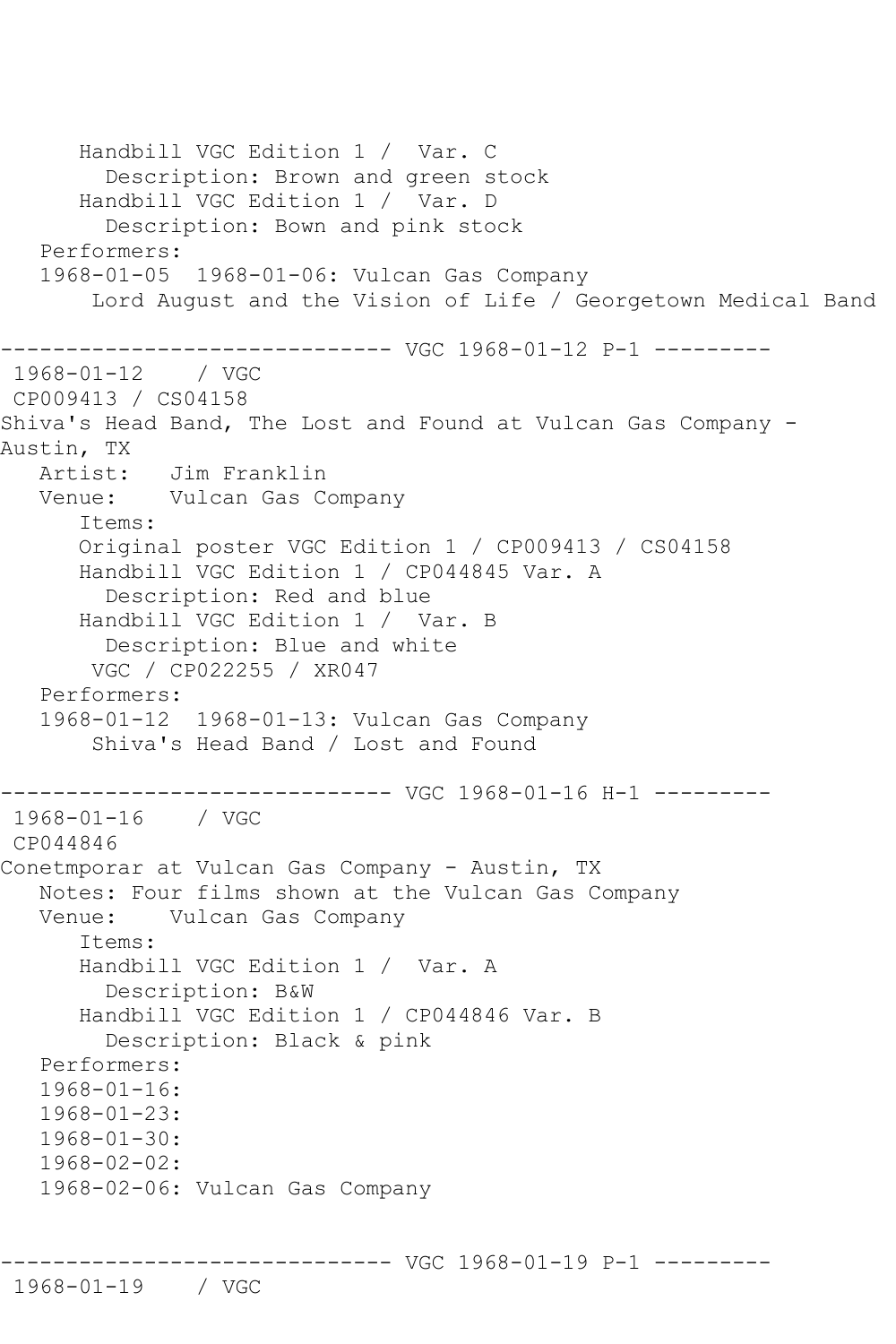```
      Handbill VGC Edition 1 /  Var. C
        Description: Brown and green stock
      Handbill VGC Edition 1 /  Var. D
        Description: Bown and pink stock
   Performers:
   1968-01-05  1968-01-06: Vulcan Gas Company
       Lord August and the Vision of Life / Georgetown Medical Band

------------------------------ VGC 1968-01-12 P-1 ---------
 1968-01-12    / VGC
 CP009413 / CS04158
Shiva's Head Band, The Lost and Found at Vulcan Gas Company - 
Austin, TX
   Artist:   Jim Franklin
   Venue:    Vulcan Gas Company
      Items:
      Original poster VGC Edition 1 / CP009413 / CS04158
      Handbill VGC Edition 1 / CP044845 Var. A
        Description: Red and blue
      Handbill VGC Edition 1 /  Var. B
        Description: Blue and white
       VGC / CP022255 / XR047
   Performers:
   1968-01-12  1968-01-13: Vulcan Gas Company
       Shiva's Head Band / Lost and Found

------------------------------ VGC 1968-01-16 H-1 ---------
 1968-01-16    / VGC
 CP044846
Conetmporar at Vulcan Gas Company - Austin, TX
   Notes: Four films shown at the Vulcan Gas Company
   Venue:    Vulcan Gas Company
      Items:
      Handbill VGC Edition 1 /  Var. A
        Description: B&W
      Handbill VGC Edition 1 / CP044846 Var. B
        Description: Black & pink
   Performers:
   1968-01-16:
   1968-01-23:
   1968-01-30:
   1968-02-02:
   1968-02-06: Vulcan Gas Company


------------------------------ VGC 1968-01-19 P-1 ---------
 1968-01-19    / VGC
```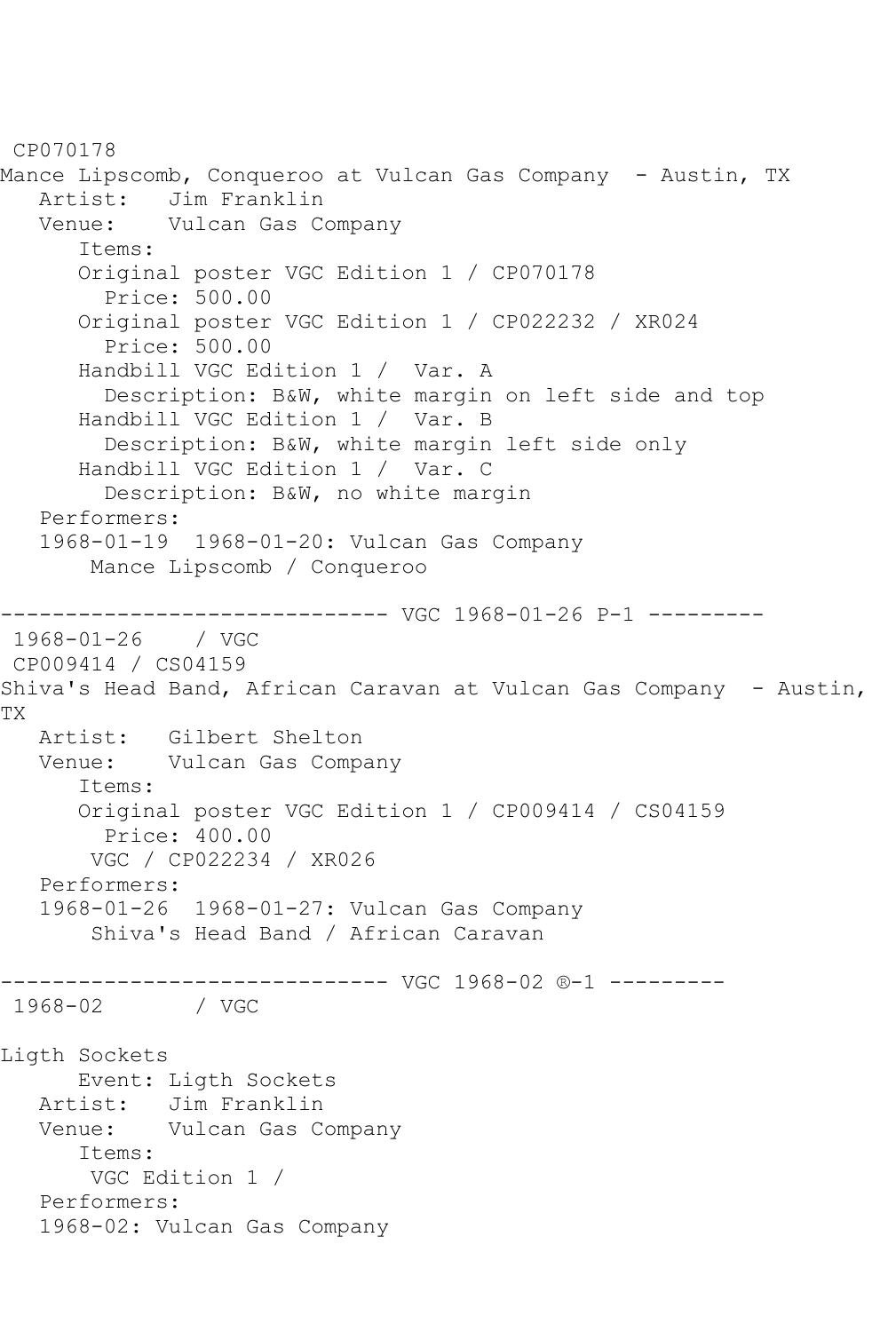CP070178
Mance Lipscomb, Conqueroo at Vulcan Gas Company - Austin, TX
   Artist: Jim Franklin
   Venue: Vulcan Gas Company
      Items:
      Original poster VGC Edition 1 / CP070178
        Price: 500.00
      Original poster VGC Edition 1 / CP022232 / XR024
        Price: 500.00
      Handbill VGC Edition 1 / Var. A
        Description: B&W, white margin on left side and top
      Handbill VGC Edition 1 / Var. B
        Description: B&W, white margin left side only
      Handbill VGC Edition 1 / Var. C
        Description: B&W, no white margin
   Performers:
   1968-01-19 1968-01-20: Vulcan Gas Company
       Mance Lipscomb / Conqueroo

------------------------------ VGC 1968-01-26 P-1 ---------
1968-01-26 / VGC
CP009414 / CS04159
Shiva's Head Band, African Caravan at Vulcan Gas Company - Austin, TX
   Artist: Gilbert Shelton
   Venue: Vulcan Gas Company
      Items:
      Original poster VGC Edition 1 / CP009414 / CS04159
        Price: 400.00
       VGC / CP022234 / XR026
   Performers:
   1968-01-26 1968-01-27: Vulcan Gas Company
       Shiva's Head Band / African Caravan

------------------------------ VGC 1968-02 ®-1 ---------
1968-02 / VGC

Ligth Sockets
      Event: Ligth Sockets
   Artist: Jim Franklin
   Venue: Vulcan Gas Company
      Items:
       VGC Edition 1 /
   Performers:
   1968-02: Vulcan Gas Company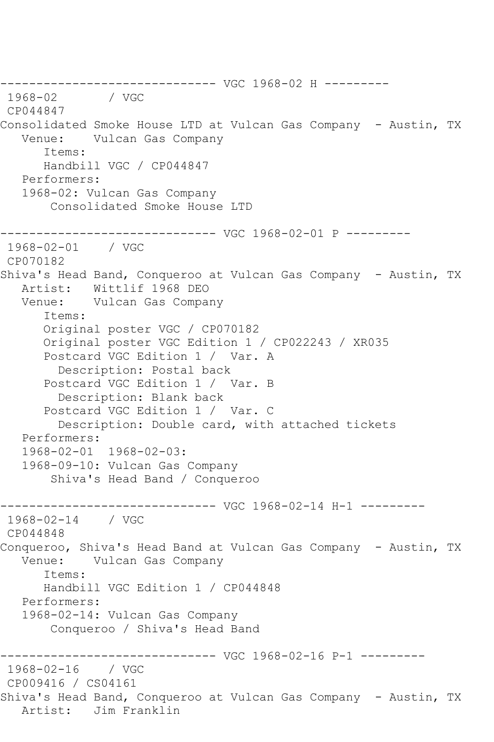------------------------------ VGC 1968-02 H ---------
1968-02       / VGC
CP044847
Consolidated Smoke House LTD at Vulcan Gas Company  - Austin, TX
   Venue:    Vulcan Gas Company
      Items:
      Handbill VGC / CP044847
   Performers:
   1968-02: Vulcan Gas Company
       Consolidated Smoke House LTD

------------------------------ VGC 1968-02-01 P ---------
1968-02-01    / VGC
CP070182
Shiva's Head Band, Conqueroo at Vulcan Gas Company  - Austin, TX
   Artist:   Wittlif 1968 DEO
   Venue:    Vulcan Gas Company
      Items:
      Original poster VGC / CP070182
      Original poster VGC Edition 1 / CP022243 / XR035
      Postcard VGC Edition 1 /  Var. A
        Description: Postal back
      Postcard VGC Edition 1 /  Var. B
        Description: Blank back
      Postcard VGC Edition 1 /  Var. C
        Description: Double card, with attached tickets
   Performers:
   1968-02-01  1968-02-03:
   1968-09-10: Vulcan Gas Company
       Shiva's Head Band / Conqueroo

------------------------------ VGC 1968-02-14 H-1 ---------
1968-02-14    / VGC
CP044848
Conqueroo, Shiva's Head Band at Vulcan Gas Company  - Austin, TX
   Venue:    Vulcan Gas Company
      Items:
      Handbill VGC Edition 1 / CP044848
   Performers:
   1968-02-14: Vulcan Gas Company
       Conqueroo / Shiva's Head Band

------------------------------ VGC 1968-02-16 P-1 ---------
1968-02-16    / VGC
CP009416 / CS04161
Shiva's Head Band, Conqueroo at Vulcan Gas Company  - Austin, TX
   Artist:   Jim Franklin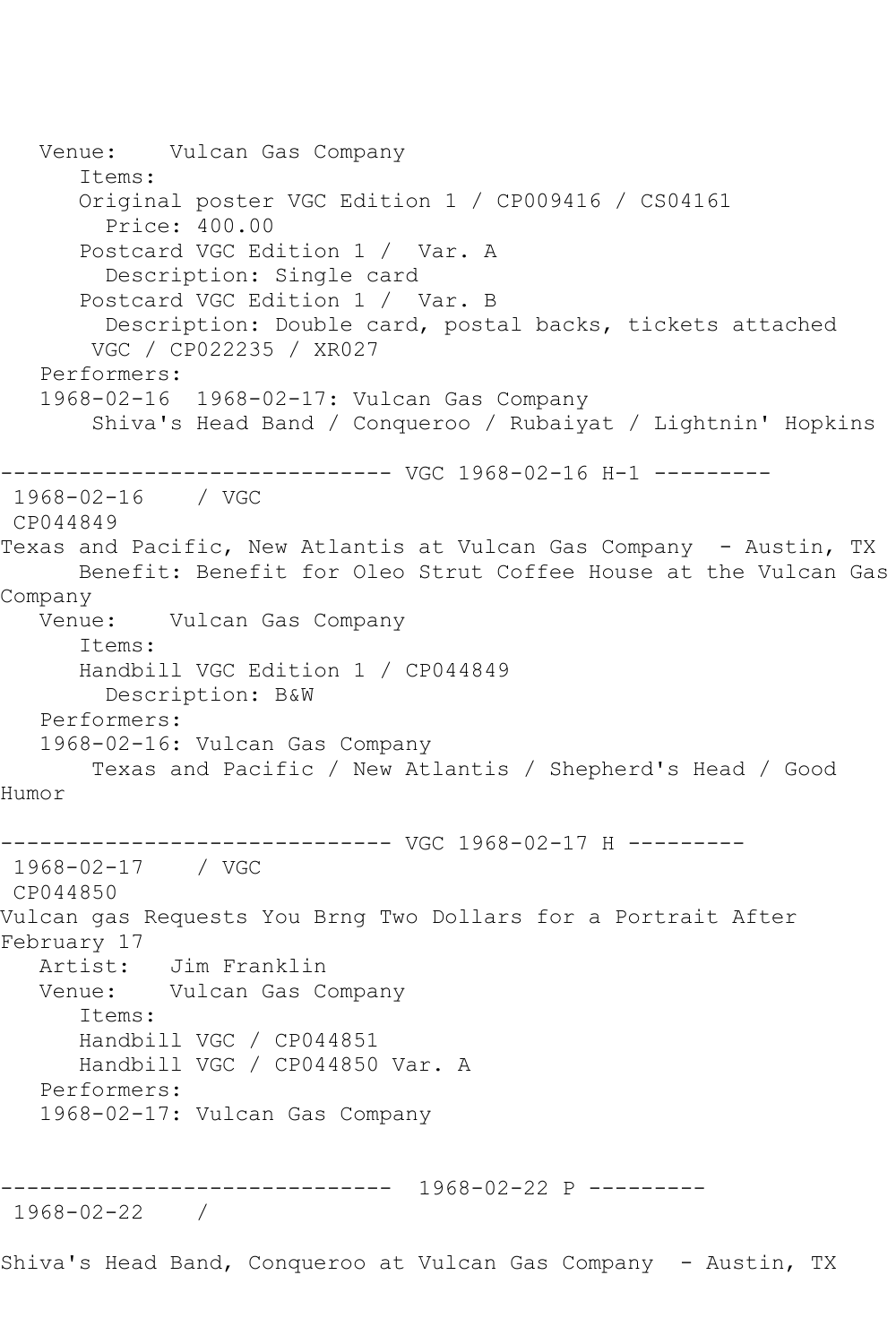```
   Venue:    Vulcan Gas Company
      Items:
      Original poster VGC Edition 1 / CP009416 / CS04161
        Price: 400.00
      Postcard VGC Edition 1 /  Var. A
        Description: Single card
      Postcard VGC Edition 1 /  Var. B
        Description: Double card, postal backs, tickets attached
       VGC / CP022235 / XR027
   Performers:
   1968-02-16  1968-02-17: Vulcan Gas Company
       Shiva's Head Band / Conqueroo / Rubaiyat / Lightnin' Hopkins

------------------------------ VGC 1968-02-16 H-1 ---------
 1968-02-16    / VGC
 CP044849
Texas and Pacific, New Atlantis at Vulcan Gas Company  - Austin, TX
      Benefit: Benefit for Oleo Strut Coffee House at the Vulcan Gas
Company
   Venue:    Vulcan Gas Company
      Items:
      Handbill VGC Edition 1 / CP044849
        Description: B&W
   Performers:
   1968-02-16: Vulcan Gas Company
       Texas and Pacific / New Atlantis / Shepherd's Head / Good
Humor

------------------------------ VGC 1968-02-17 H ---------
 1968-02-17    / VGC
 CP044850
Vulcan gas Requests You Brng Two Dollars for a Portrait After
February 17
   Artist:   Jim Franklin
   Venue:    Vulcan Gas Company
      Items:
      Handbill VGC / CP044851
      Handbill VGC / CP044850 Var. A
   Performers:
   1968-02-17: Vulcan Gas Company


------------------------------  1968-02-22 P ---------
 1968-02-22    /

Shiva's Head Band, Conqueroo at Vulcan Gas Company  - Austin, TX
```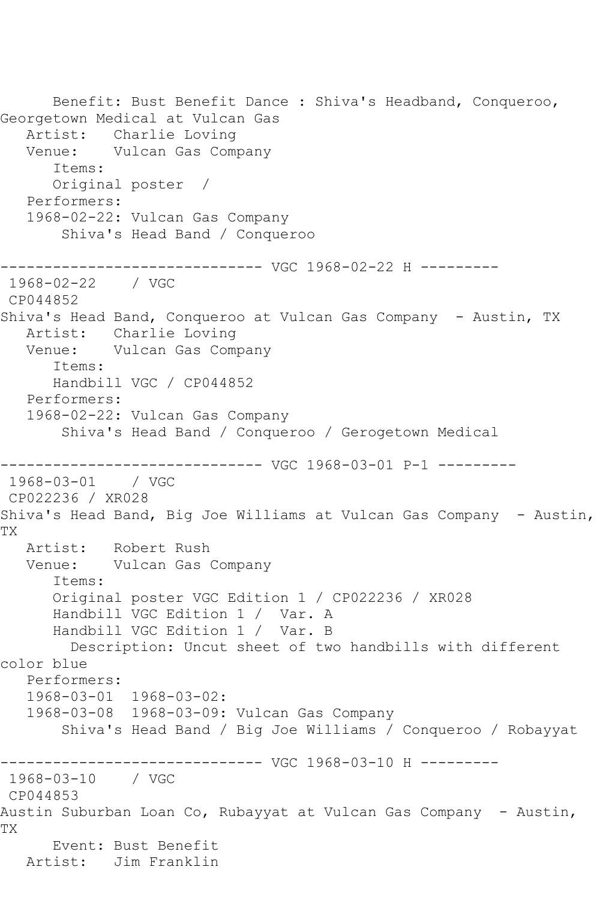Benefit: Bust Benefit Dance : Shiva's Headband, Conqueroo, Georgetown Medical at Vulcan Gas
   Artist:   Charlie Loving
   Venue:    Vulcan Gas Company
      Items:
      Original poster  /
   Performers:
   1968-02-22: Vulcan Gas Company
        Shiva's Head Band / Conqueroo

------------------------------ VGC 1968-02-22 H ---------

1968-02-22    / VGC
CP044852
Shiva's Head Band, Conqueroo at Vulcan Gas Company  - Austin, TX
   Artist:   Charlie Loving
   Venue:    Vulcan Gas Company
      Items:
      Handbill VGC / CP044852
   Performers:
   1968-02-22: Vulcan Gas Company
        Shiva's Head Band / Conqueroo / Gerogetown Medical

------------------------------ VGC 1968-03-01 P-1 ---------

1968-03-01    / VGC
CP022236 / XR028
Shiva's Head Band, Big Joe Williams at Vulcan Gas Company  - Austin, TX
   Artist:   Robert Rush
   Venue:    Vulcan Gas Company
      Items:
      Original poster VGC Edition 1 / CP022236 / XR028
      Handbill VGC Edition 1 /  Var. A
      Handbill VGC Edition 1 /  Var. B
        Description: Uncut sheet of two handbills with different color blue
   Performers:
   1968-03-01  1968-03-02:
   1968-03-08  1968-03-09: Vulcan Gas Company
        Shiva's Head Band / Big Joe Williams / Conqueroo / Robayyat

------------------------------ VGC 1968-03-10 H ---------

1968-03-10    / VGC
CP044853
Austin Suburban Loan Co, Rubayyat at Vulcan Gas Company  - Austin, TX
      Event: Bust Benefit
   Artist:   Jim Franklin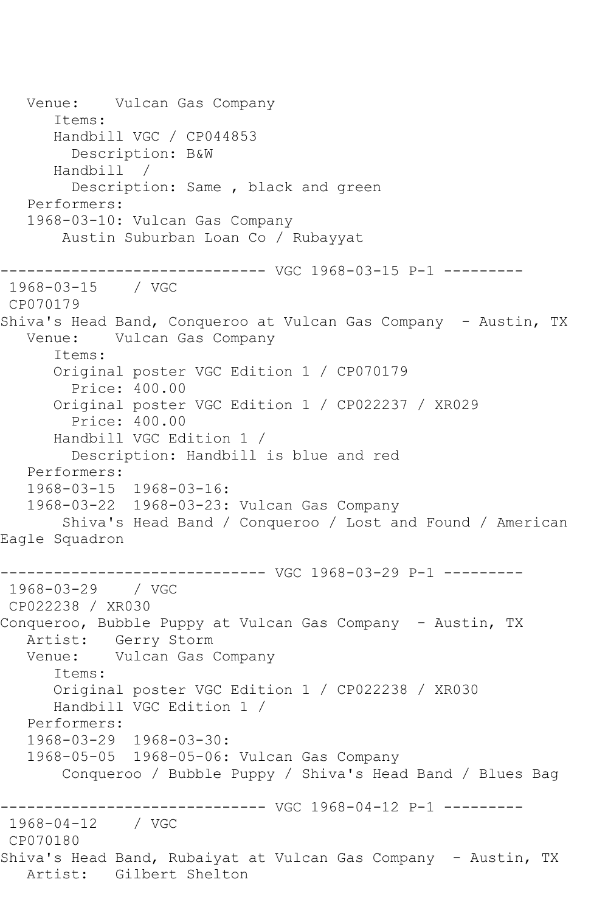```
   Venue:    Vulcan Gas Company
      Items:
      Handbill VGC / CP044853
        Description: B&W
      Handbill  /
        Description: Same , black and green
   Performers:
   1968-03-10: Vulcan Gas Company
       Austin Suburban Loan Co / Rubayyat

------------------------------ VGC 1968-03-15 P-1 ---------
 1968-03-15    / VGC
 CP070179
Shiva's Head Band, Conqueroo at Vulcan Gas Company  - Austin, TX
   Venue:    Vulcan Gas Company
      Items:
      Original poster VGC Edition 1 / CP070179
        Price: 400.00
      Original poster VGC Edition 1 / CP022237 / XR029
        Price: 400.00
      Handbill VGC Edition 1 /
        Description: Handbill is blue and red
   Performers:
   1968-03-15  1968-03-16:
   1968-03-22  1968-03-23: Vulcan Gas Company
       Shiva's Head Band / Conqueroo / Lost and Found / American
Eagle Squadron

------------------------------ VGC 1968-03-29 P-1 ---------
 1968-03-29    / VGC
 CP022238 / XR030
Conqueroo, Bubble Puppy at Vulcan Gas Company  - Austin, TX
   Artist:   Gerry Storm
   Venue:    Vulcan Gas Company
      Items:
      Original poster VGC Edition 1 / CP022238 / XR030
      Handbill VGC Edition 1 /
   Performers:
   1968-03-29  1968-03-30:
   1968-05-05  1968-05-06: Vulcan Gas Company
       Conqueroo / Bubble Puppy / Shiva's Head Band / Blues Bag

------------------------------ VGC 1968-04-12 P-1 ---------
 1968-04-12    / VGC
 CP070180
Shiva's Head Band, Rubaiyat at Vulcan Gas Company  - Austin, TX
   Artist:   Gilbert Shelton
```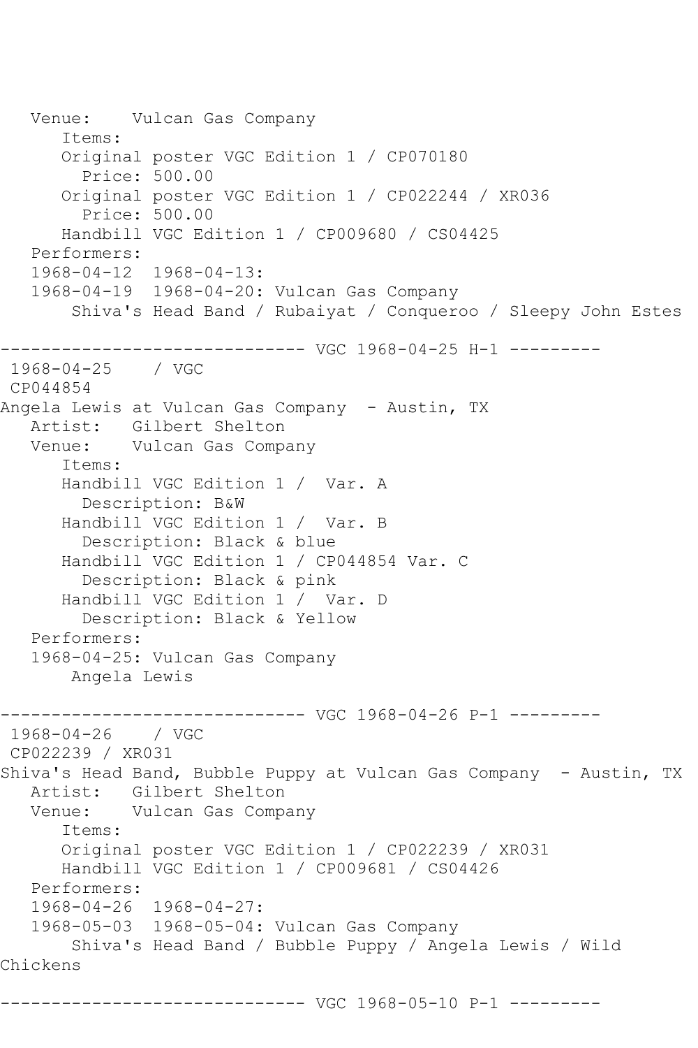```
   Venue:    Vulcan Gas Company
      Items:
      Original poster VGC Edition 1 / CP070180
        Price: 500.00
      Original poster VGC Edition 1 / CP022244 / XR036
        Price: 500.00
      Handbill VGC Edition 1 / CP009680 / CS04425
   Performers:
   1968-04-12  1968-04-13:
   1968-04-19  1968-04-20: Vulcan Gas Company
       Shiva's Head Band / Rubaiyat / Conqueroo / Sleepy John Estes

------------------------------ VGC 1968-04-25 H-1 ---------
 1968-04-25    / VGC
 CP044854
Angela Lewis at Vulcan Gas Company  - Austin, TX
   Artist:   Gilbert Shelton
   Venue:    Vulcan Gas Company
      Items:
      Handbill VGC Edition 1 /  Var. A
        Description: B&W
      Handbill VGC Edition 1 /  Var. B
        Description: Black & blue
      Handbill VGC Edition 1 / CP044854 Var. C
        Description: Black & pink
      Handbill VGC Edition 1 /  Var. D
        Description: Black & Yellow
   Performers:
   1968-04-25: Vulcan Gas Company
       Angela Lewis

------------------------------ VGC 1968-04-26 P-1 ---------
 1968-04-26    / VGC
 CP022239 / XR031
Shiva's Head Band, Bubble Puppy at Vulcan Gas Company  - Austin, TX
   Artist:   Gilbert Shelton
   Venue:    Vulcan Gas Company
      Items:
      Original poster VGC Edition 1 / CP022239 / XR031
      Handbill VGC Edition 1 / CP009681 / CS04426
   Performers:
   1968-04-26  1968-04-27:
   1968-05-03  1968-05-04: Vulcan Gas Company
       Shiva's Head Band / Bubble Puppy / Angela Lewis / Wild
Chickens

------------------------------ VGC 1968-05-10 P-1 ---------
```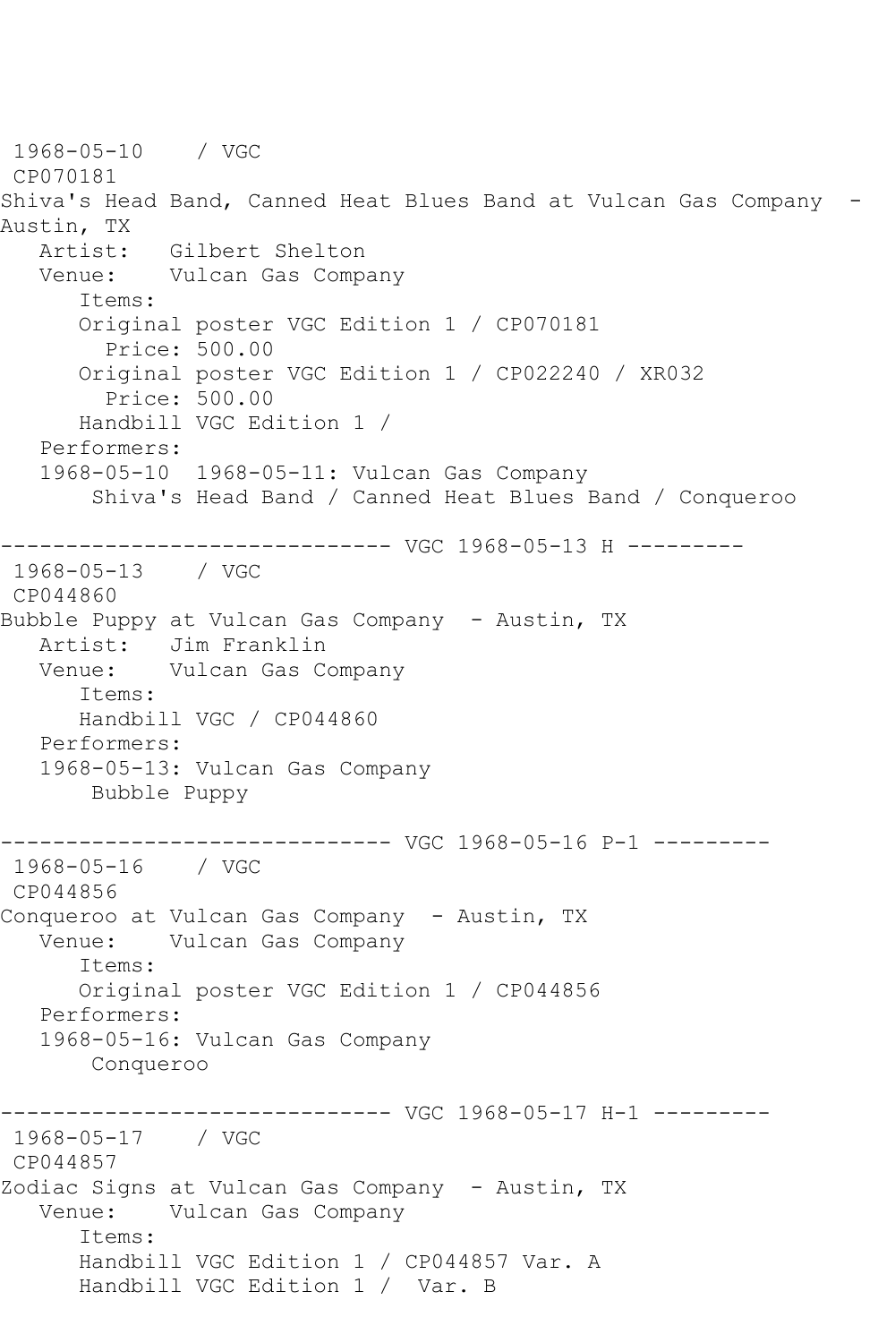1968-05-10    / VGC
CP070181
Shiva's Head Band, Canned Heat Blues Band at Vulcan Gas Company - Austin, TX

Artist: Gilbert Shelton
Venue: Vulcan Gas Company
Items:
- Original poster VGC Edition 1 / CP070181
  Price: 500.00
- Original poster VGC Edition 1 / CP022240 / XR032
  Price: 500.00
- Handbill VGC Edition 1 /

Performers:
1968-05-10 1968-05-11: Vulcan Gas Company
Shiva's Head Band / Canned Heat Blues Band / Conqueroo

------------------------------ VGC 1968-05-13 H ---------

1968-05-13    / VGC
CP044860
Bubble Puppy at Vulcan Gas Company - Austin, TX

Artist: Jim Franklin
Venue: Vulcan Gas Company
Items:
- Handbill VGC / CP044860

Performers:
1968-05-13: Vulcan Gas Company
Bubble Puppy

------------------------------ VGC 1968-05-16 P-1 ---------

1968-05-16    / VGC
CP044856
Conqueroo at Vulcan Gas Company - Austin, TX

Venue: Vulcan Gas Company
Items:
- Original poster VGC Edition 1 / CP044856

Performers:
1968-05-16: Vulcan Gas Company
Conqueroo

------------------------------ VGC 1968-05-17 H-1 ---------

1968-05-17    / VGC
CP044857
Zodiac Signs at Vulcan Gas Company - Austin, TX

Venue: Vulcan Gas Company
Items:
- Handbill VGC Edition 1 / CP044857 Var. A
- Handbill VGC Edition 1 /  Var. B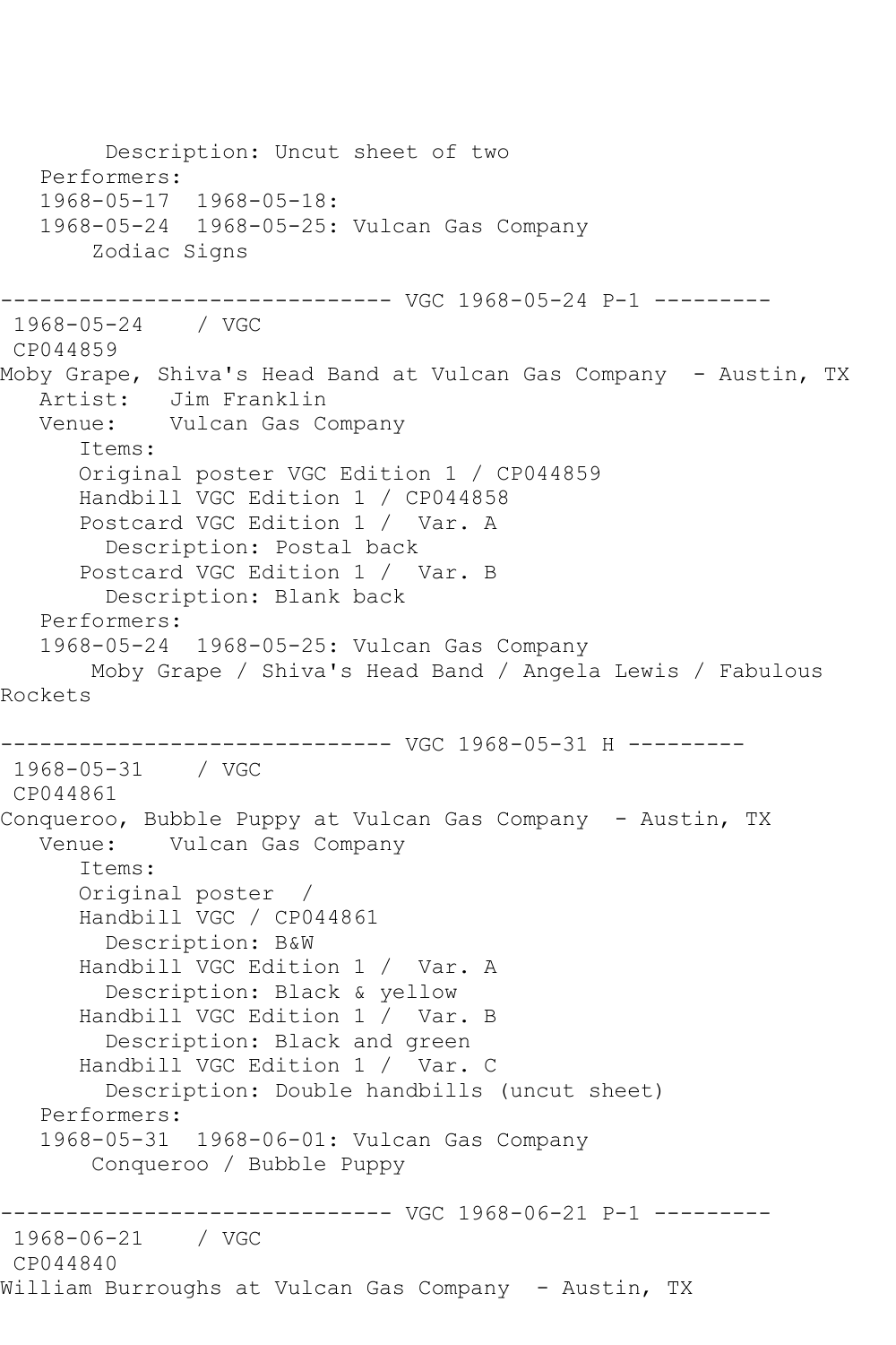```
        Description: Uncut sheet of two
   Performers:
   1968-05-17  1968-05-18:
   1968-05-24  1968-05-25: Vulcan Gas Company
        Zodiac Signs

------------------------------ VGC 1968-05-24 P-1 ---------
 1968-05-24    / VGC
 CP044859
Moby Grape, Shiva's Head Band at Vulcan Gas Company  - Austin, TX
   Artist:   Jim Franklin
   Venue:    Vulcan Gas Company
      Items:
      Original poster VGC Edition 1 / CP044859
      Handbill VGC Edition 1 / CP044858
      Postcard VGC Edition 1 /  Var. A
        Description: Postal back
      Postcard VGC Edition 1 /  Var. B
        Description: Blank back
   Performers:
   1968-05-24  1968-05-25: Vulcan Gas Company
        Moby Grape / Shiva's Head Band / Angela Lewis / Fabulous
Rockets

------------------------------ VGC 1968-05-31 H ---------
 1968-05-31    / VGC
 CP044861
Conqueroo, Bubble Puppy at Vulcan Gas Company  - Austin, TX
   Venue:    Vulcan Gas Company
      Items:
      Original poster  /
      Handbill VGC / CP044861
        Description: B&W
      Handbill VGC Edition 1 /  Var. A
        Description: Black & yellow
      Handbill VGC Edition 1 /  Var. B
        Description: Black and green
      Handbill VGC Edition 1 /  Var. C
        Description: Double handbills (uncut sheet)
   Performers:
   1968-05-31  1968-06-01: Vulcan Gas Company
        Conqueroo / Bubble Puppy

------------------------------ VGC 1968-06-21 P-1 ---------
 1968-06-21    / VGC
 CP044840
William Burroughs at Vulcan Gas Company  - Austin, TX
```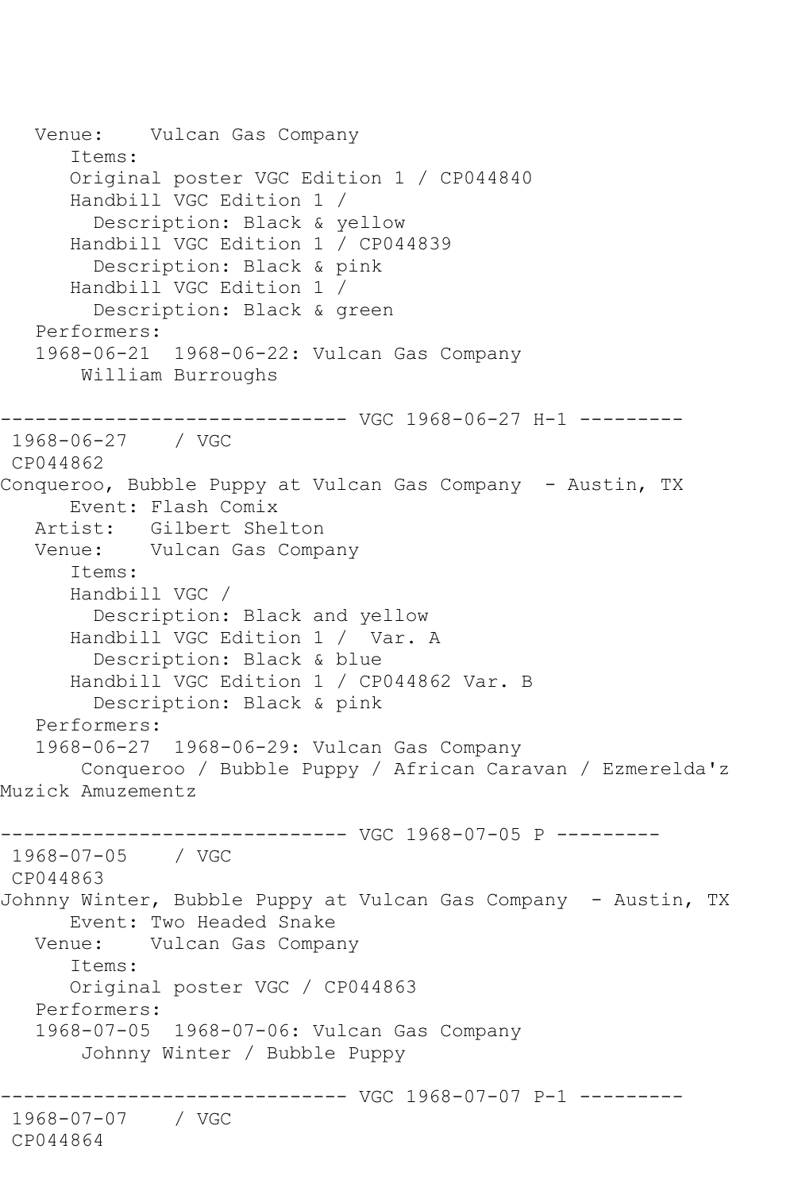```
   Venue:    Vulcan Gas Company
      Items:
      Original poster VGC Edition 1 / CP044840
      Handbill VGC Edition 1 / 
        Description: Black & yellow
      Handbill VGC Edition 1 / CP044839
        Description: Black & pink
      Handbill VGC Edition 1 / 
        Description: Black & green
   Performers:
   1968-06-21  1968-06-22: Vulcan Gas Company
       William Burroughs

------------------------------ VGC 1968-06-27 H-1 ---------
 1968-06-27    / VGC 
 CP044862
Conqueroo, Bubble Puppy at Vulcan Gas Company  - Austin, TX
      Event: Flash Comix
   Artist:   Gilbert Shelton
   Venue:    Vulcan Gas Company
      Items:
      Handbill VGC / 
        Description: Black and yellow
      Handbill VGC Edition 1 /  Var. A
        Description: Black & blue
      Handbill VGC Edition 1 / CP044862 Var. B
        Description: Black & pink
   Performers:
   1968-06-27  1968-06-29: Vulcan Gas Company
       Conqueroo / Bubble Puppy / African Caravan / Ezmerelda'z 
Muzick Amuzementz

------------------------------ VGC 1968-07-05 P ---------
 1968-07-05    / VGC 
 CP044863
Johnny Winter, Bubble Puppy at Vulcan Gas Company  - Austin, TX
      Event: Two Headed Snake
   Venue:    Vulcan Gas Company
      Items:
      Original poster VGC / CP044863
   Performers:
   1968-07-05  1968-07-06: Vulcan Gas Company
       Johnny Winter / Bubble Puppy

------------------------------ VGC 1968-07-07 P-1 ---------
 1968-07-07    / VGC 
 CP044864
```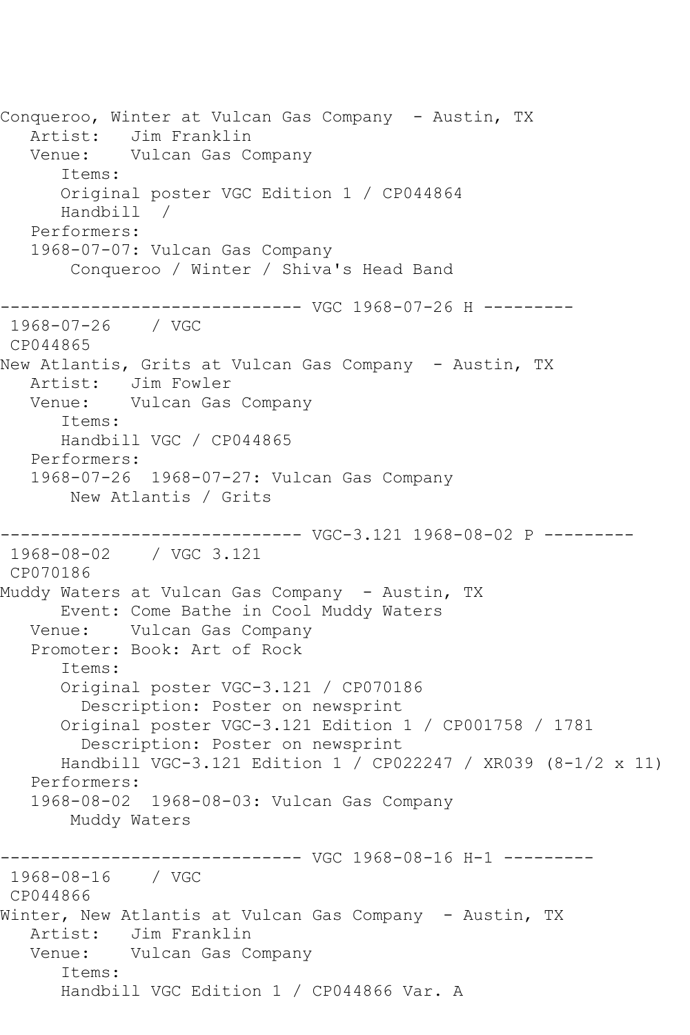```
Conqueroo, Winter at Vulcan Gas Company  - Austin, TX
   Artist:   Jim Franklin
   Venue:    Vulcan Gas Company
      Items:
      Original poster VGC Edition 1 / CP044864
      Handbill  /
   Performers:
   1968-07-07: Vulcan Gas Company
       Conqueroo / Winter / Shiva's Head Band

------------------------------ VGC 1968-07-26 H ---------
 1968-07-26    / VGC
 CP044865
New Atlantis, Grits at Vulcan Gas Company  - Austin, TX
   Artist:   Jim Fowler
   Venue:    Vulcan Gas Company
      Items:
      Handbill VGC / CP044865
   Performers:
   1968-07-26  1968-07-27: Vulcan Gas Company
       New Atlantis / Grits

------------------------------ VGC-3.121 1968-08-02 P ---------
 1968-08-02    / VGC 3.121
 CP070186
Muddy Waters at Vulcan Gas Company  - Austin, TX
      Event: Come Bathe in Cool Muddy Waters
   Venue:    Vulcan Gas Company
   Promoter: Book: Art of Rock
      Items:
      Original poster VGC-3.121 / CP070186
        Description: Poster on newsprint
      Original poster VGC-3.121 Edition 1 / CP001758 / 1781
        Description: Poster on newsprint
      Handbill VGC-3.121 Edition 1 / CP022247 / XR039 (8-1/2 x 11)
   Performers:
   1968-08-02  1968-08-03: Vulcan Gas Company
       Muddy Waters

------------------------------ VGC 1968-08-16 H-1 ---------
 1968-08-16    / VGC
 CP044866
Winter, New Atlantis at Vulcan Gas Company  - Austin, TX
   Artist:   Jim Franklin
   Venue:    Vulcan Gas Company
      Items:
      Handbill VGC Edition 1 / CP044866 Var. A
```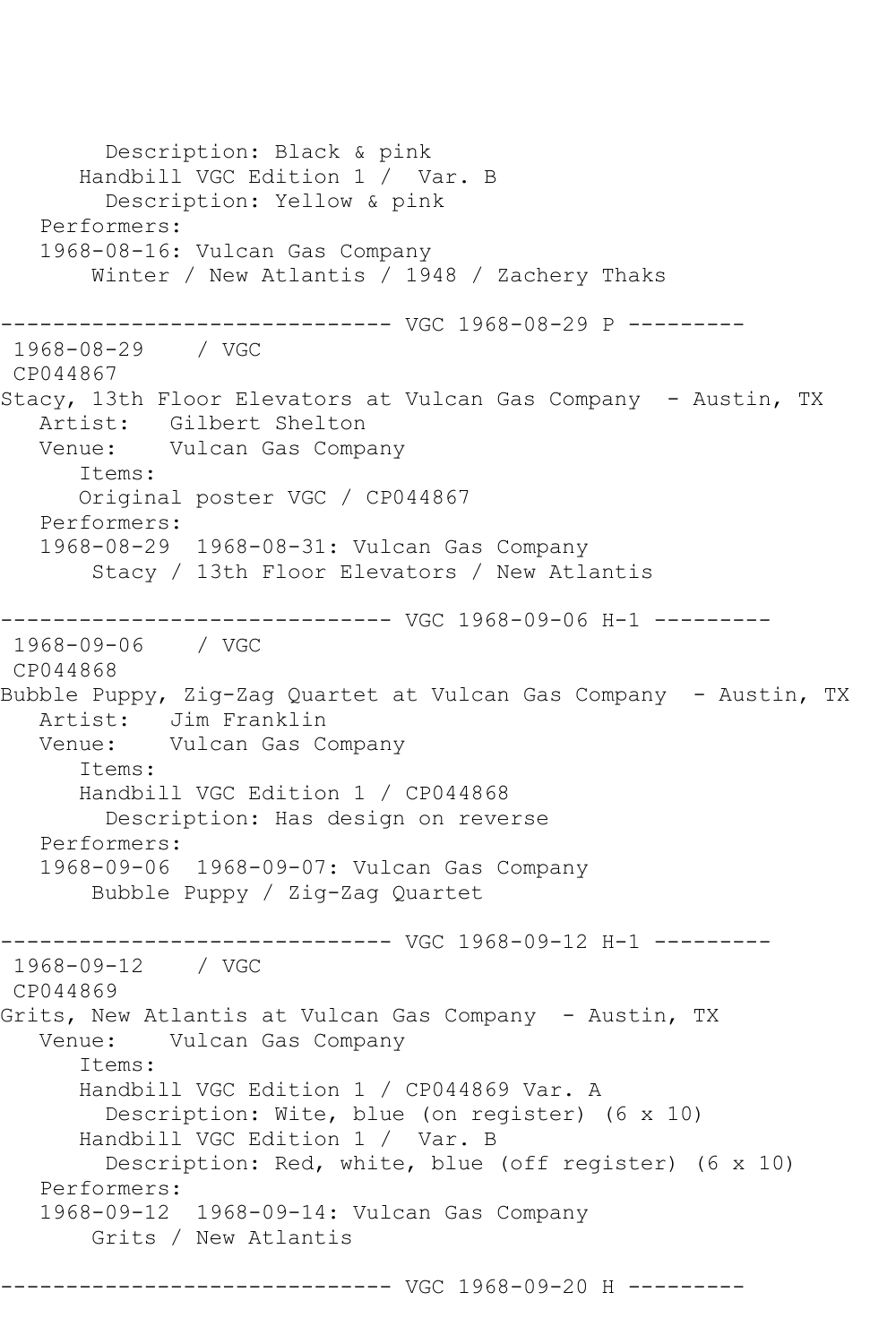```
        Description: Black & pink
      Handbill VGC Edition 1 /  Var. B
        Description: Yellow & pink
   Performers:
   1968-08-16: Vulcan Gas Company
       Winter / New Atlantis / 1948 / Zachery Thaks

------------------------------ VGC 1968-08-29 P ---------
 1968-08-29    / VGC
 CP044867
Stacy, 13th Floor Elevators at Vulcan Gas Company  - Austin, TX
   Artist:   Gilbert Shelton
   Venue:    Vulcan Gas Company
      Items:
      Original poster VGC / CP044867
   Performers:
   1968-08-29  1968-08-31: Vulcan Gas Company
       Stacy / 13th Floor Elevators / New Atlantis

------------------------------ VGC 1968-09-06 H-1 ---------
 1968-09-06    / VGC
 CP044868
Bubble Puppy, Zig-Zag Quartet at Vulcan Gas Company  - Austin, TX
   Artist:   Jim Franklin
   Venue:    Vulcan Gas Company
      Items:
      Handbill VGC Edition 1 / CP044868
        Description: Has design on reverse
   Performers:
   1968-09-06  1968-09-07: Vulcan Gas Company
       Bubble Puppy / Zig-Zag Quartet

------------------------------ VGC 1968-09-12 H-1 ---------
 1968-09-12    / VGC
 CP044869
Grits, New Atlantis at Vulcan Gas Company  - Austin, TX
   Venue:    Vulcan Gas Company
      Items:
      Handbill VGC Edition 1 / CP044869 Var. A
        Description: Wite, blue (on register) (6 x 10)
      Handbill VGC Edition 1 /  Var. B
        Description: Red, white, blue (off register) (6 x 10)
   Performers:
   1968-09-12  1968-09-14: Vulcan Gas Company
       Grits / New Atlantis

------------------------------ VGC 1968-09-20 H ---------
```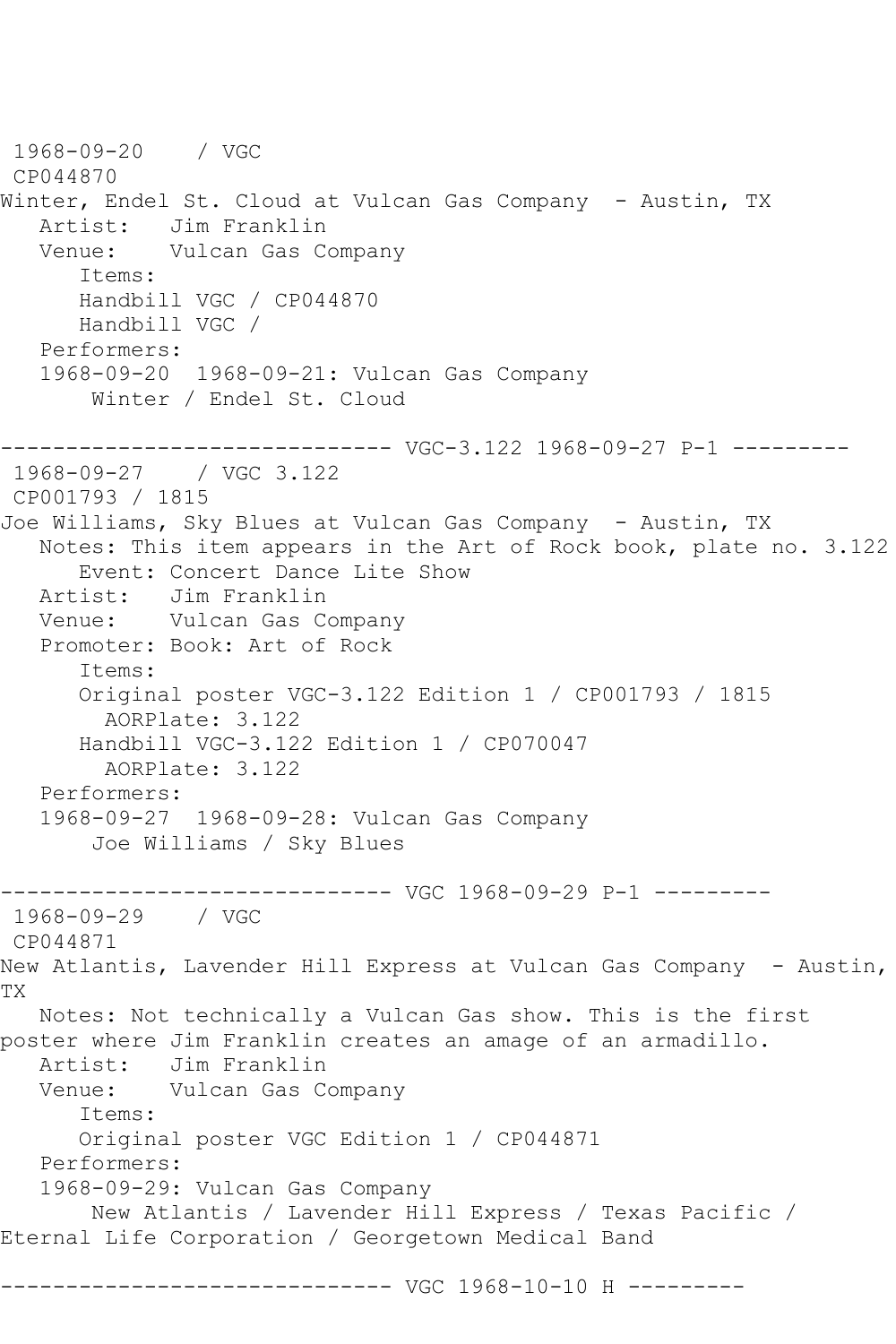```
1968-09-20    / VGC
 CP044870
Winter, Endel St. Cloud at Vulcan Gas Company  - Austin, TX
   Artist:   Jim Franklin
   Venue:    Vulcan Gas Company
      Items:
      Handbill VGC / CP044870
      Handbill VGC /
   Performers:
   1968-09-20  1968-09-21: Vulcan Gas Company
       Winter / Endel St. Cloud

------------------------------ VGC-3.122 1968-09-27 P-1 ---------
 1968-09-27    / VGC 3.122
 CP001793 / 1815
Joe Williams, Sky Blues at Vulcan Gas Company  - Austin, TX
   Notes: This item appears in the Art of Rock book, plate no. 3.122
      Event: Concert Dance Lite Show
   Artist:   Jim Franklin
   Venue:    Vulcan Gas Company
   Promoter: Book: Art of Rock
      Items:
      Original poster VGC-3.122 Edition 1 / CP001793 / 1815
        AORPlate: 3.122
      Handbill VGC-3.122 Edition 1 / CP070047
        AORPlate: 3.122
   Performers:
   1968-09-27  1968-09-28: Vulcan Gas Company
       Joe Williams / Sky Blues

------------------------------ VGC 1968-09-29 P-1 ---------
 1968-09-29    / VGC
 CP044871
New Atlantis, Lavender Hill Express at Vulcan Gas Company  - Austin, 
TX
   Notes: Not technically a Vulcan Gas show. This is the first 
poster where Jim Franklin creates an amage of an armadillo.
   Artist:   Jim Franklin
   Venue:    Vulcan Gas Company
      Items:
      Original poster VGC Edition 1 / CP044871
   Performers:
   1968-09-29: Vulcan Gas Company
       New Atlantis / Lavender Hill Express / Texas Pacific / 
Eternal Life Corporation / Georgetown Medical Band

------------------------------ VGC 1968-10-10 H ---------
```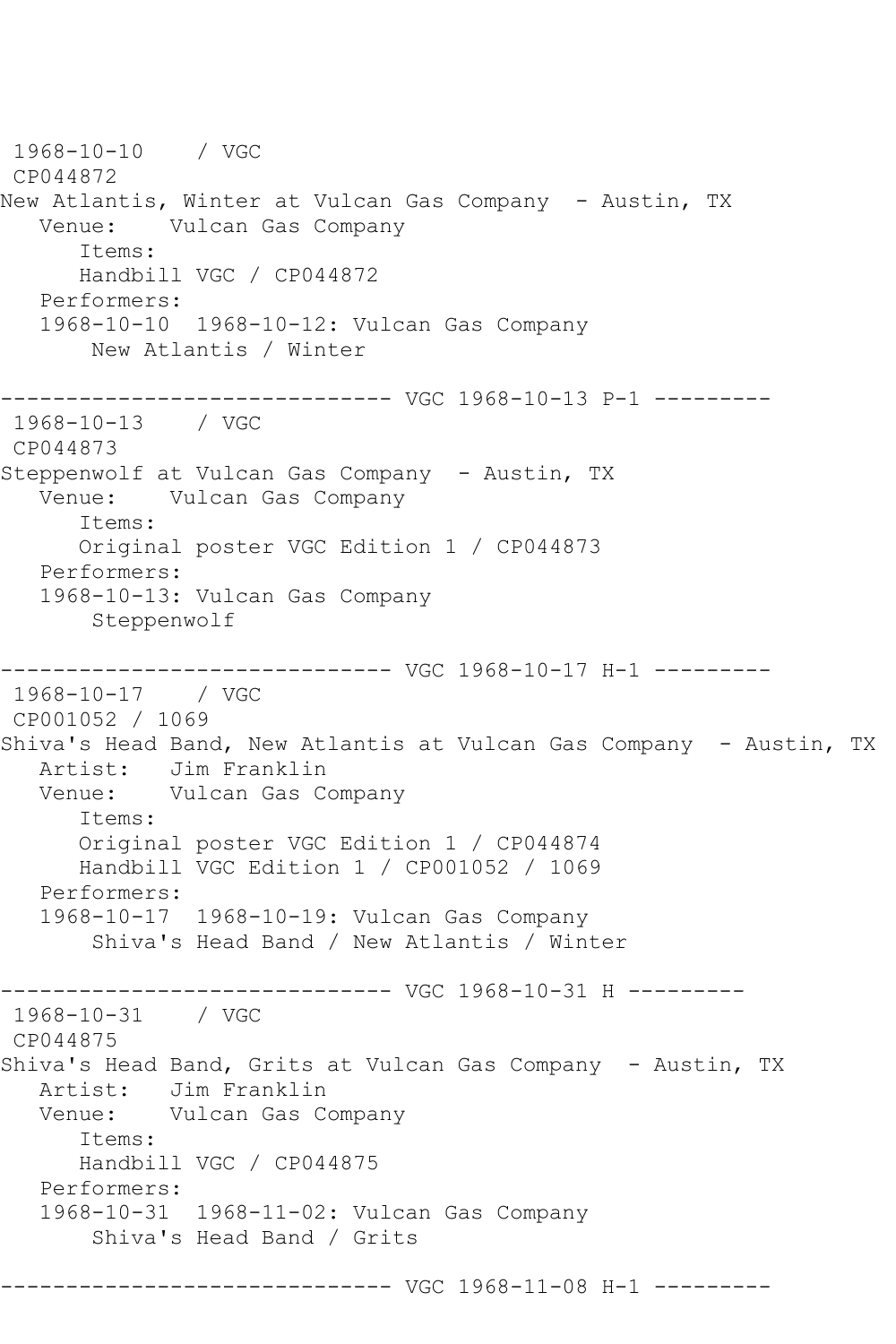1968-10-10 / VGC
CP044872
New Atlantis, Winter at Vulcan Gas Company - Austin, TX
Venue: Vulcan Gas Company
Items:
Handbill VGC / CP044872
Performers:
1968-10-10 1968-10-12: Vulcan Gas Company
New Atlantis / Winter

------------------------------ VGC 1968-10-13 P-1 ---------
1968-10-13 / VGC
CP044873
Steppenwolf at Vulcan Gas Company - Austin, TX
Venue: Vulcan Gas Company
Items:
Original poster VGC Edition 1 / CP044873
Performers:
1968-10-13: Vulcan Gas Company
Steppenwolf

------------------------------ VGC 1968-10-17 H-1 ---------
1968-10-17 / VGC
CP001052 / 1069
Shiva's Head Band, New Atlantis at Vulcan Gas Company - Austin, TX
Artist: Jim Franklin
Venue: Vulcan Gas Company
Items:
Original poster VGC Edition 1 / CP044874
Handbill VGC Edition 1 / CP001052 / 1069
Performers:
1968-10-17 1968-10-19: Vulcan Gas Company
Shiva's Head Band / New Atlantis / Winter

------------------------------ VGC 1968-10-31 H ---------
1968-10-31 / VGC
CP044875
Shiva's Head Band, Grits at Vulcan Gas Company - Austin, TX
Artist: Jim Franklin
Venue: Vulcan Gas Company
Items:
Handbill VGC / CP044875
Performers:
1968-10-31 1968-11-02: Vulcan Gas Company
Shiva's Head Band / Grits

------------------------------ VGC 1968-11-08 H-1 ---------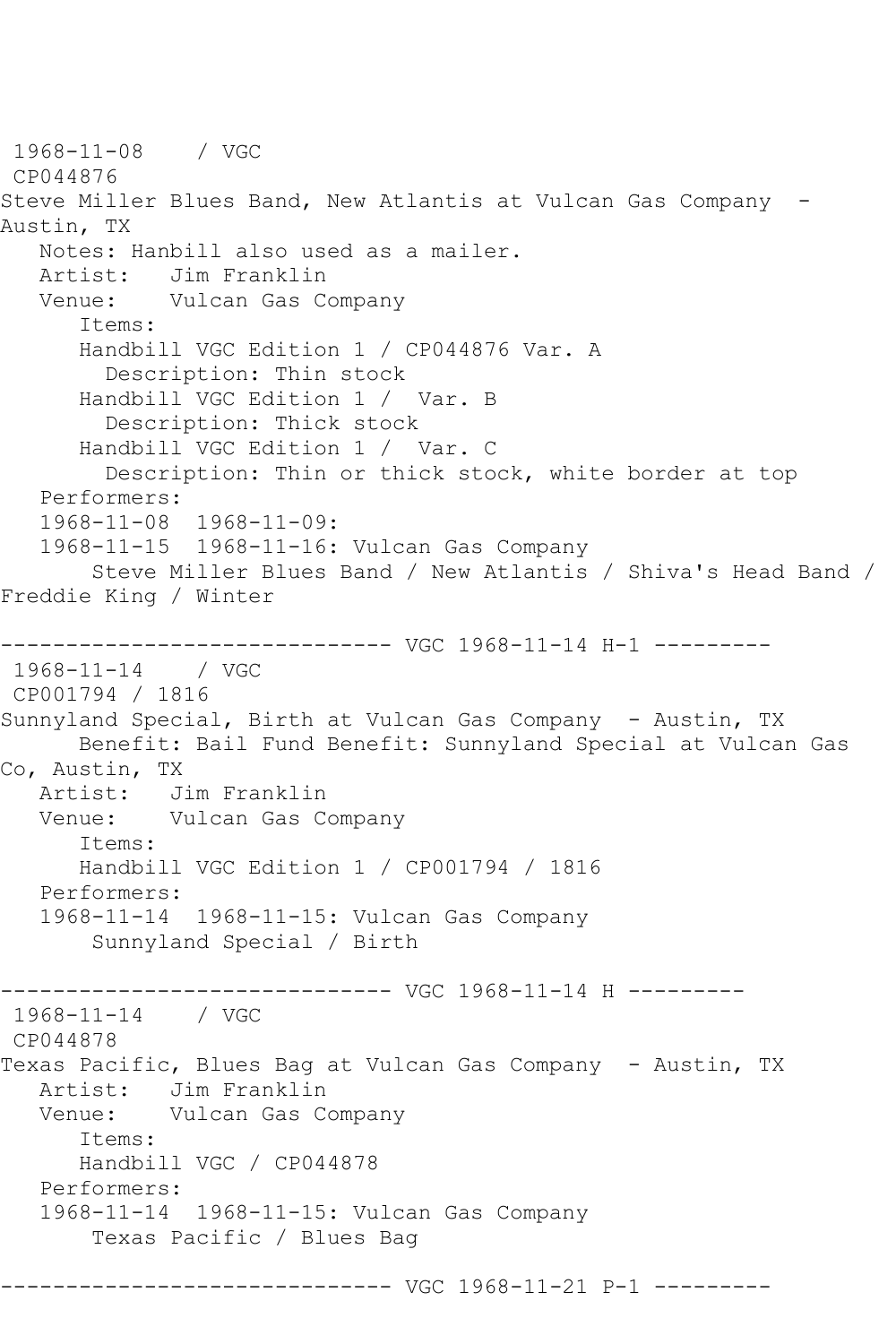1968-11-08 / VGC
CP044876
Steve Miller Blues Band, New Atlantis at Vulcan Gas Company - Austin, TX
Notes: Hanbill also used as a mailer.
Artist: Jim Franklin
Venue: Vulcan Gas Company
Items:
Handbill VGC Edition 1 / CP044876 Var. A
Description: Thin stock
Handbill VGC Edition 1 / Var. B
Description: Thick stock
Handbill VGC Edition 1 / Var. C
Description: Thin or thick stock, white border at top
Performers:
1968-11-08 1968-11-09:
1968-11-15 1968-11-16: Vulcan Gas Company
Steve Miller Blues Band / New Atlantis / Shiva's Head Band / Freddie King / Winter

------------------------------ VGC 1968-11-14 H-1 ---------

1968-11-14 / VGC
CP001794 / 1816
Sunnyland Special, Birth at Vulcan Gas Company - Austin, TX
Benefit: Bail Fund Benefit: Sunnyland Special at Vulcan Gas Co, Austin, TX
Artist: Jim Franklin
Venue: Vulcan Gas Company
Items:
Handbill VGC Edition 1 / CP001794 / 1816
Performers:
1968-11-14 1968-11-15: Vulcan Gas Company
Sunnyland Special / Birth

------------------------------ VGC 1968-11-14 H ---------

1968-11-14 / VGC
CP044878
Texas Pacific, Blues Bag at Vulcan Gas Company - Austin, TX
Artist: Jim Franklin
Venue: Vulcan Gas Company
Items:
Handbill VGC / CP044878
Performers:
1968-11-14 1968-11-15: Vulcan Gas Company
Texas Pacific / Blues Bag

------------------------------ VGC 1968-11-21 P-1 ---------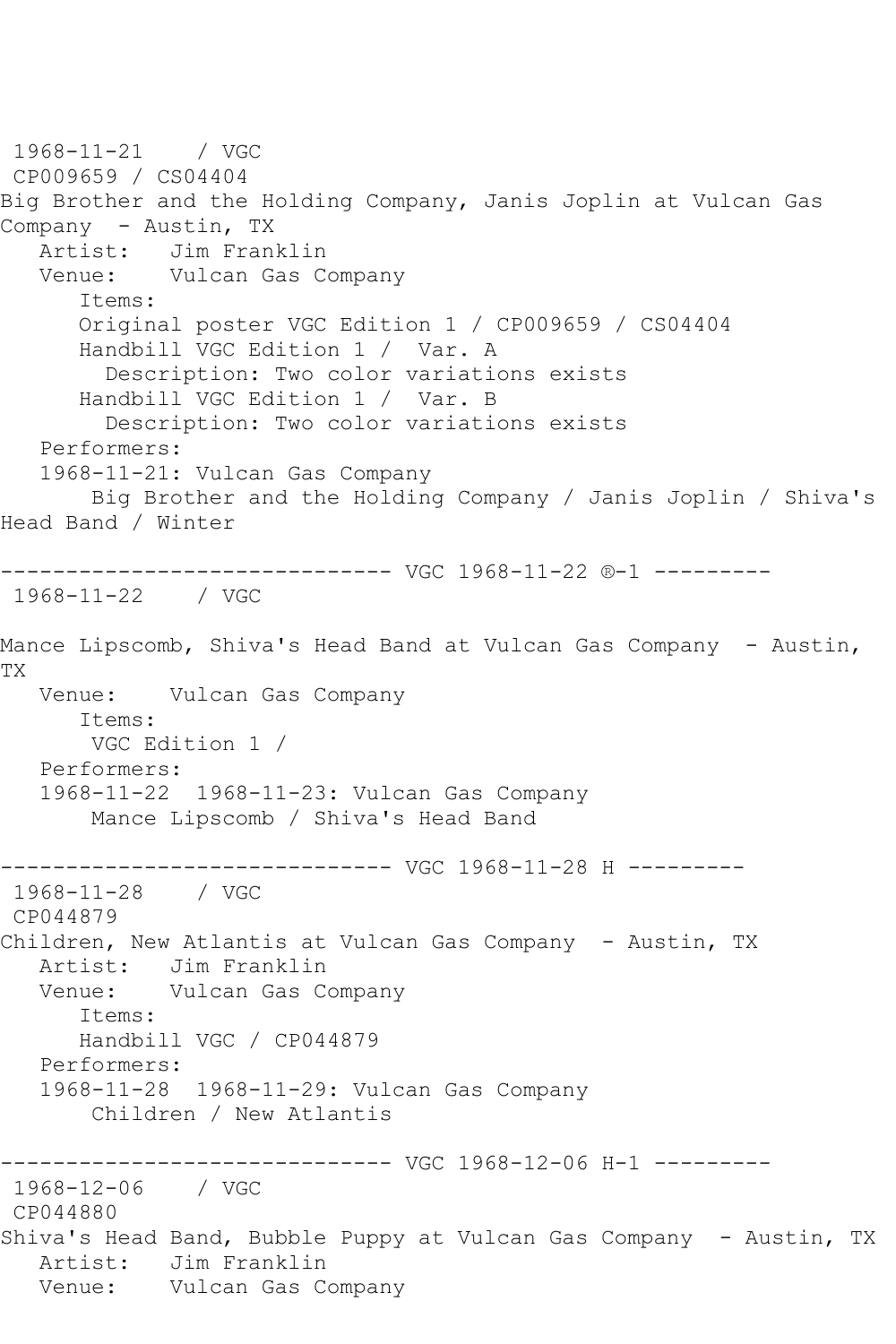1968-11-21 / VGC
CP009659 / CS04404
Big Brother and the Holding Company, Janis Joplin at Vulcan Gas Company - Austin, TX
Artist: Jim Franklin
Venue: Vulcan Gas Company
Items:
Original poster VGC Edition 1 / CP009659 / CS04404
Handbill VGC Edition 1 / Var. A
Description: Two color variations exists
Handbill VGC Edition 1 / Var. B
Description: Two color variations exists
Performers:
1968-11-21: Vulcan Gas Company
Big Brother and the Holding Company / Janis Joplin / Shiva's Head Band / Winter

------------------------------ VGC 1968-11-22 ®-1 ---------
1968-11-22 / VGC

Mance Lipscomb, Shiva's Head Band at Vulcan Gas Company - Austin, TX
Venue: Vulcan Gas Company
Items:
VGC Edition 1 /
Performers:
1968-11-22 1968-11-23: Vulcan Gas Company
Mance Lipscomb / Shiva's Head Band

------------------------------ VGC 1968-11-28 H ---------
1968-11-28 / VGC
CP044879
Children, New Atlantis at Vulcan Gas Company - Austin, TX
Artist: Jim Franklin
Venue: Vulcan Gas Company
Items:
Handbill VGC / CP044879
Performers:
1968-11-28 1968-11-29: Vulcan Gas Company
Children / New Atlantis

------------------------------ VGC 1968-12-06 H-1 ---------
1968-12-06 / VGC
CP044880
Shiva's Head Band, Bubble Puppy at Vulcan Gas Company - Austin, TX
Artist: Jim Franklin
Venue: Vulcan Gas Company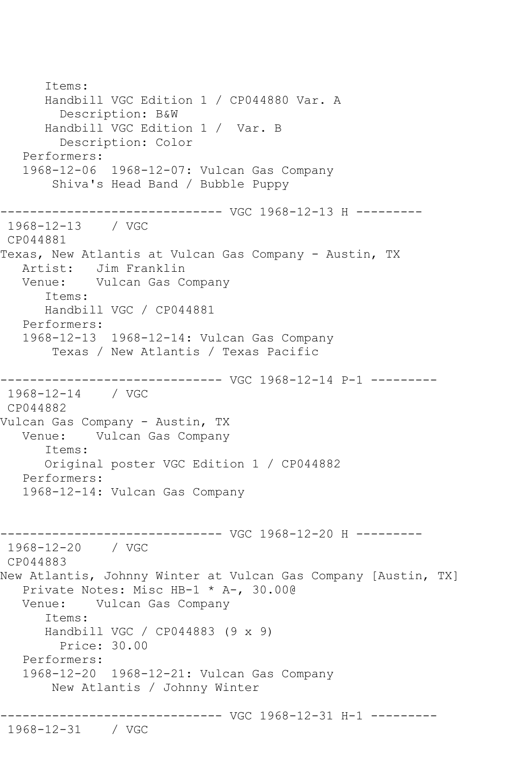```
      Items:
      Handbill VGC Edition 1 / CP044880 Var. A
        Description: B&W
      Handbill VGC Edition 1 /  Var. B
        Description: Color
   Performers:
   1968-12-06  1968-12-07: Vulcan Gas Company
       Shiva's Head Band / Bubble Puppy

------------------------------ VGC 1968-12-13 H ---------
 1968-12-13    / VGC
 CP044881
Texas, New Atlantis at Vulcan Gas Company - Austin, TX
   Artist:   Jim Franklin
   Venue:    Vulcan Gas Company
      Items:
      Handbill VGC / CP044881
   Performers:
   1968-12-13  1968-12-14: Vulcan Gas Company
       Texas / New Atlantis / Texas Pacific

------------------------------ VGC 1968-12-14 P-1 ---------
 1968-12-14    / VGC
 CP044882
Vulcan Gas Company - Austin, TX
   Venue:    Vulcan Gas Company
      Items:
      Original poster VGC Edition 1 / CP044882
   Performers:
   1968-12-14: Vulcan Gas Company


------------------------------ VGC 1968-12-20 H ---------
 1968-12-20    / VGC
 CP044883
New Atlantis, Johnny Winter at Vulcan Gas Company [Austin, TX]
   Private Notes: Misc HB-1 * A-, 30.00@
   Venue:    Vulcan Gas Company
      Items:
      Handbill VGC / CP044883 (9 x 9)
        Price: 30.00
   Performers:
   1968-12-20  1968-12-21: Vulcan Gas Company
       New Atlantis / Johnny Winter

------------------------------ VGC 1968-12-31 H-1 ---------
 1968-12-31    / VGC
```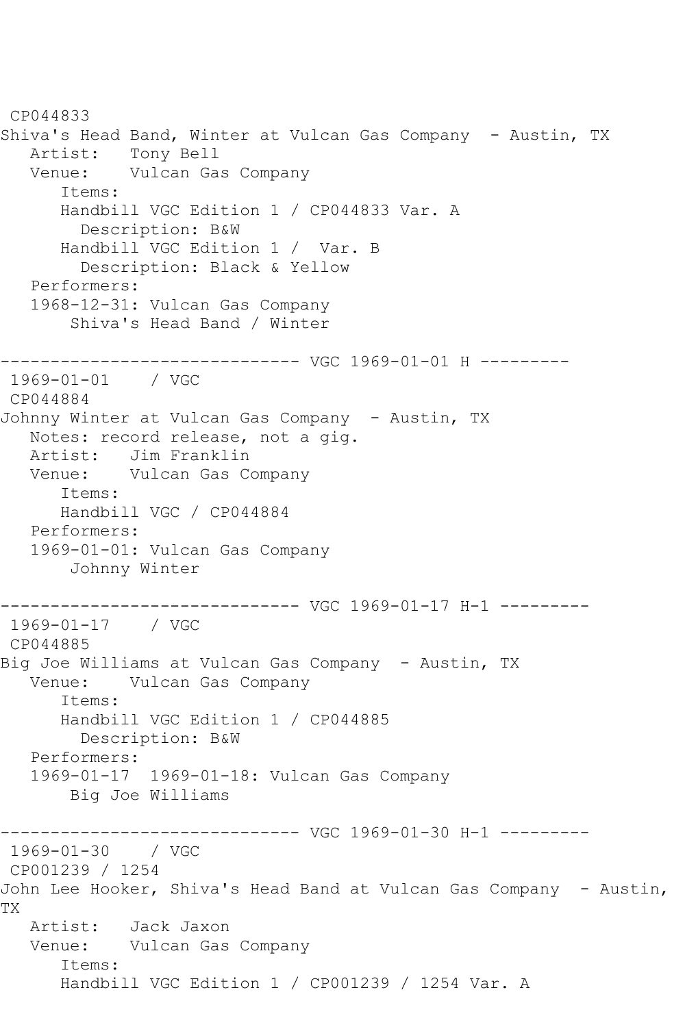CP044833
Shiva's Head Band, Winter at Vulcan Gas Company  - Austin, TX
   Artist:   Tony Bell
   Venue:    Vulcan Gas Company
      Items:
      Handbill VGC Edition 1 / CP044833 Var. A
        Description: B&W
      Handbill VGC Edition 1 /  Var. B
        Description: Black & Yellow
   Performers:
   1968-12-31: Vulcan Gas Company
       Shiva's Head Band / Winter

------------------------------ VGC 1969-01-01 H ---------
 1969-01-01    / VGC
 CP044884
Johnny Winter at Vulcan Gas Company  - Austin, TX
   Notes: record release, not a gig.
   Artist:   Jim Franklin
   Venue:    Vulcan Gas Company
      Items:
      Handbill VGC / CP044884
   Performers:
   1969-01-01: Vulcan Gas Company
       Johnny Winter

------------------------------ VGC 1969-01-17 H-1 ---------
 1969-01-17    / VGC
 CP044885
Big Joe Williams at Vulcan Gas Company  - Austin, TX
   Venue:    Vulcan Gas Company
      Items:
      Handbill VGC Edition 1 / CP044885
        Description: B&W
   Performers:
   1969-01-17  1969-01-18: Vulcan Gas Company
       Big Joe Williams

------------------------------ VGC 1969-01-30 H-1 ---------
 1969-01-30    / VGC
 CP001239 / 1254
John Lee Hooker, Shiva's Head Band at Vulcan Gas Company  - Austin, TX
   Artist:   Jack Jaxon
   Venue:    Vulcan Gas Company
      Items:
      Handbill VGC Edition 1 / CP001239 / 1254 Var. A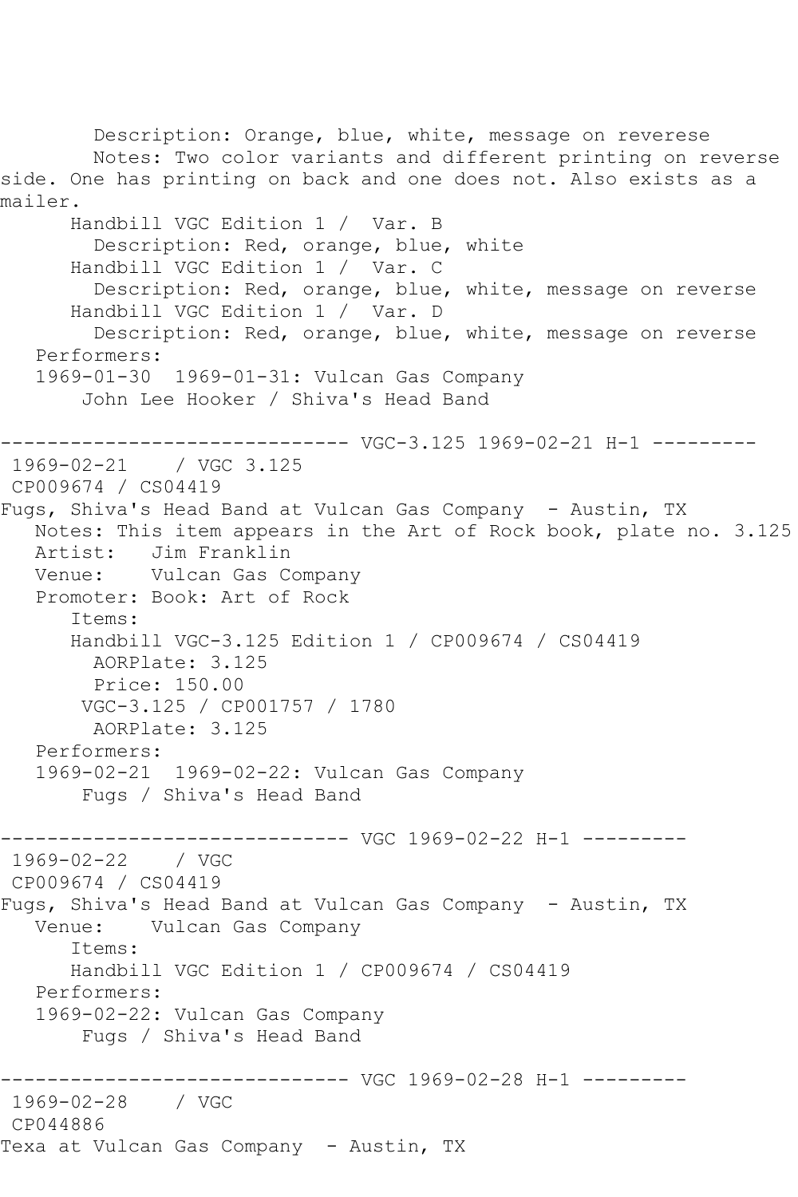```
        Description: Orange, blue, white, message on reverese
        Notes: Two color variants and different printing on reverse
side. One has printing on back and one does not. Also exists as a
mailer.
      Handbill VGC Edition 1 /  Var. B
        Description: Red, orange, blue, white
      Handbill VGC Edition 1 /  Var. C
        Description: Red, orange, blue, white, message on reverse
      Handbill VGC Edition 1 /  Var. D
        Description: Red, orange, blue, white, message on reverse
   Performers:
   1969-01-30  1969-01-31: Vulcan Gas Company
       John Lee Hooker / Shiva's Head Band

------------------------------ VGC-3.125 1969-02-21 H-1 ---------
 1969-02-21    / VGC 3.125
 CP009674 / CS04419
Fugs, Shiva's Head Band at Vulcan Gas Company  - Austin, TX
   Notes: This item appears in the Art of Rock book, plate no. 3.125
   Artist:   Jim Franklin
   Venue:    Vulcan Gas Company
   Promoter: Book: Art of Rock
      Items:
      Handbill VGC-3.125 Edition 1 / CP009674 / CS04419
        AORPlate: 3.125
        Price: 150.00
       VGC-3.125 / CP001757 / 1780
        AORPlate: 3.125
   Performers:
   1969-02-21  1969-02-22: Vulcan Gas Company
       Fugs / Shiva's Head Band

------------------------------ VGC 1969-02-22 H-1 ---------
 1969-02-22    / VGC
 CP009674 / CS04419
Fugs, Shiva's Head Band at Vulcan Gas Company  - Austin, TX
   Venue:    Vulcan Gas Company
      Items:
      Handbill VGC Edition 1 / CP009674 / CS04419
   Performers:
   1969-02-22: Vulcan Gas Company
       Fugs / Shiva's Head Band

------------------------------ VGC 1969-02-28 H-1 ---------
 1969-02-28    / VGC
 CP044886
Texa at Vulcan Gas Company  - Austin, TX
```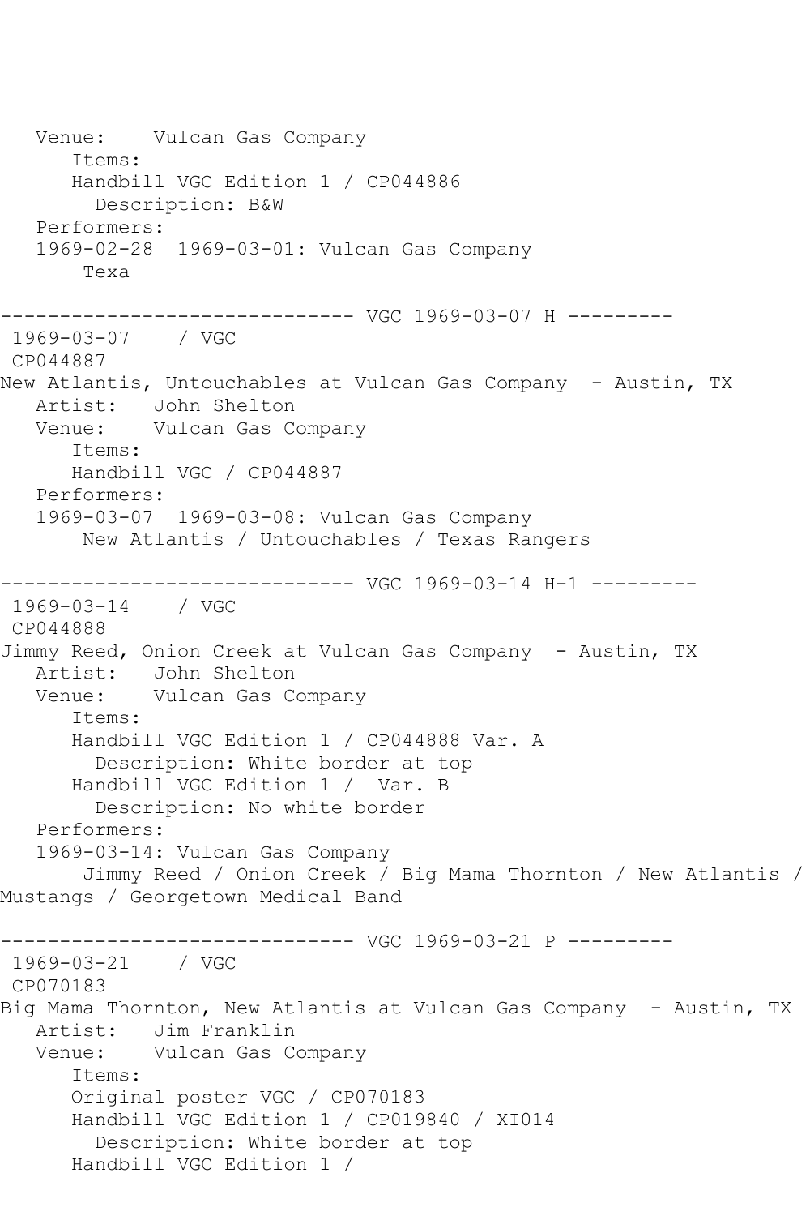```
   Venue:    Vulcan Gas Company
      Items:
      Handbill VGC Edition 1 / CP044886
        Description: B&W
   Performers:
   1969-02-28  1969-03-01: Vulcan Gas Company
       Texa

------------------------------ VGC 1969-03-07 H ---------
 1969-03-07    / VGC
 CP044887
New Atlantis, Untouchables at Vulcan Gas Company  - Austin, TX
   Artist:   John Shelton
   Venue:    Vulcan Gas Company
      Items:
      Handbill VGC / CP044887
   Performers:
   1969-03-07  1969-03-08: Vulcan Gas Company
       New Atlantis / Untouchables / Texas Rangers

------------------------------ VGC 1969-03-14 H-1 ---------
 1969-03-14    / VGC
 CP044888
Jimmy Reed, Onion Creek at Vulcan Gas Company  - Austin, TX
   Artist:   John Shelton
   Venue:    Vulcan Gas Company
      Items:
      Handbill VGC Edition 1 / CP044888 Var. A
        Description: White border at top
      Handbill VGC Edition 1 /  Var. B
        Description: No white border
   Performers:
   1969-03-14: Vulcan Gas Company
       Jimmy Reed / Onion Creek / Big Mama Thornton / New Atlantis /
Mustangs / Georgetown Medical Band

------------------------------ VGC 1969-03-21 P ---------
 1969-03-21    / VGC
 CP070183
Big Mama Thornton, New Atlantis at Vulcan Gas Company  - Austin, TX
   Artist:   Jim Franklin
   Venue:    Vulcan Gas Company
      Items:
      Original poster VGC / CP070183
      Handbill VGC Edition 1 / CP019840 / XI014
        Description: White border at top
      Handbill VGC Edition 1 /
```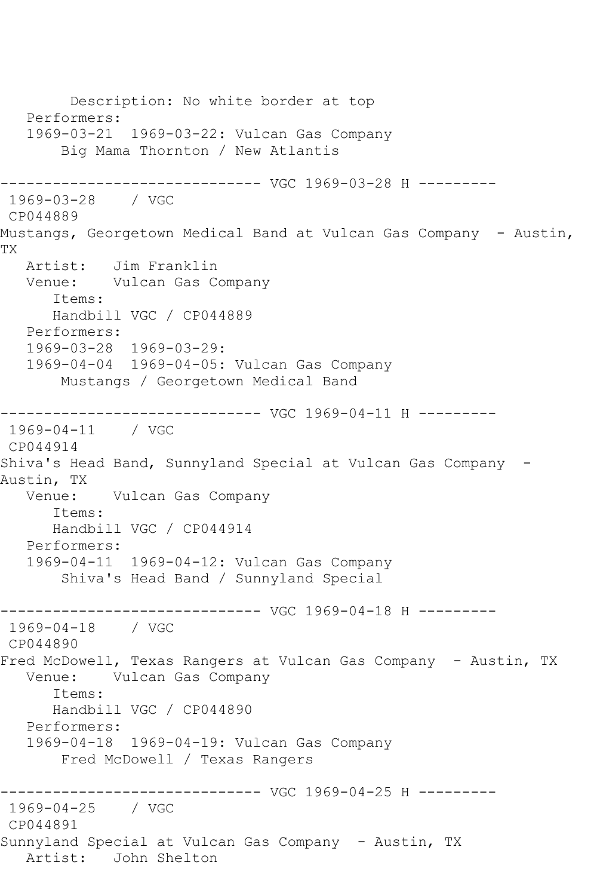```
        Description: No white border at top
   Performers:
   1969-03-21  1969-03-22: Vulcan Gas Company
        Big Mama Thornton / New Atlantis

------------------------------ VGC 1969-03-28 H ---------
 1969-03-28    / VGC
 CP044889
Mustangs, Georgetown Medical Band at Vulcan Gas Company  - Austin, 
TX
   Artist:   Jim Franklin
   Venue:    Vulcan Gas Company
      Items:
      Handbill VGC / CP044889
   Performers:
   1969-03-28  1969-03-29:
   1969-04-04  1969-04-05: Vulcan Gas Company
        Mustangs / Georgetown Medical Band

------------------------------ VGC 1969-04-11 H ---------
 1969-04-11    / VGC
 CP044914
Shiva's Head Band, Sunnyland Special at Vulcan Gas Company  - 
Austin, TX
   Venue:    Vulcan Gas Company
      Items:
      Handbill VGC / CP044914
   Performers:
   1969-04-11  1969-04-12: Vulcan Gas Company
        Shiva's Head Band / Sunnyland Special

------------------------------ VGC 1969-04-18 H ---------
 1969-04-18    / VGC
 CP044890
Fred McDowell, Texas Rangers at Vulcan Gas Company  - Austin, TX
   Venue:    Vulcan Gas Company
      Items:
      Handbill VGC / CP044890
   Performers:
   1969-04-18  1969-04-19: Vulcan Gas Company
        Fred McDowell / Texas Rangers

------------------------------ VGC 1969-04-25 H ---------
 1969-04-25    / VGC
 CP044891
Sunnyland Special at Vulcan Gas Company  - Austin, TX
   Artist:   John Shelton
```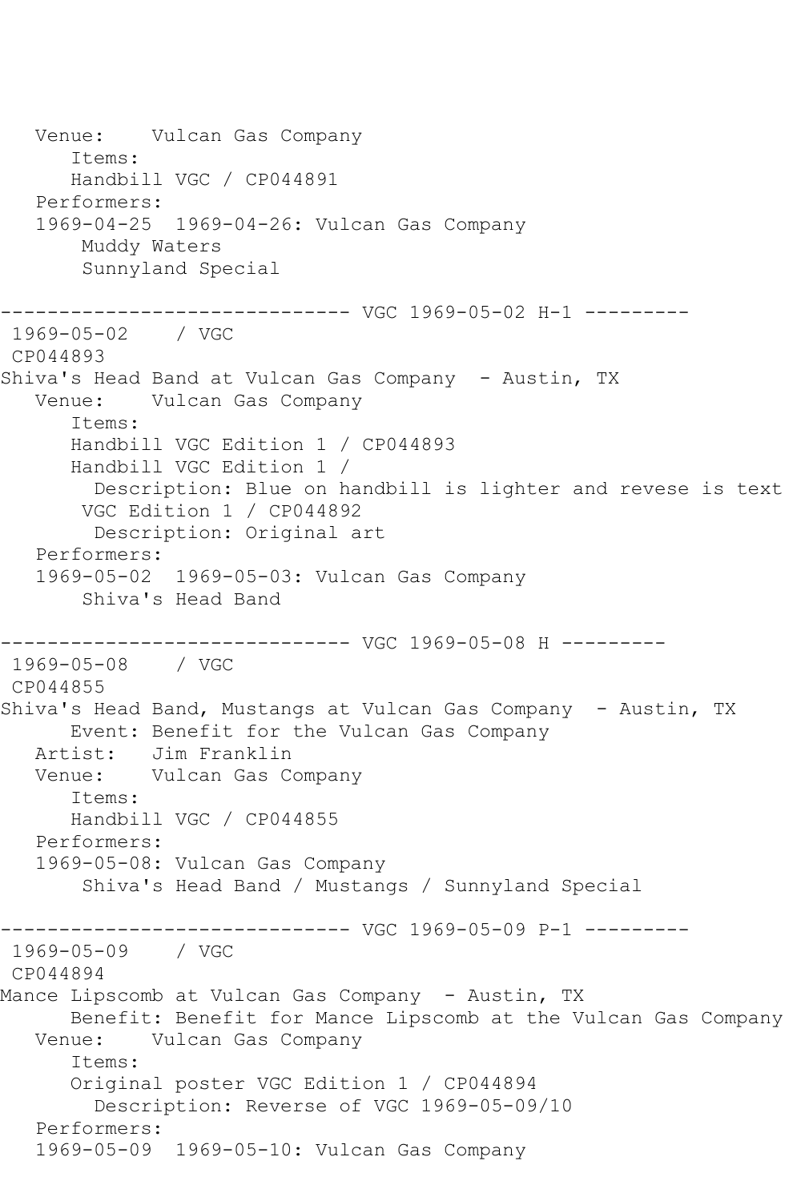```
   Venue:    Vulcan Gas Company
      Items:
      Handbill VGC / CP044891
   Performers:
   1969-04-25  1969-04-26: Vulcan Gas Company
       Muddy Waters
       Sunnyland Special

------------------------------ VGC 1969-05-02 H-1 ---------
 1969-05-02    / VGC
 CP044893
Shiva's Head Band at Vulcan Gas Company  - Austin, TX
   Venue:    Vulcan Gas Company
      Items:
      Handbill VGC Edition 1 / CP044893
      Handbill VGC Edition 1 /
        Description: Blue on handbill is lighter and revese is text
       VGC Edition 1 / CP044892
        Description: Original art
   Performers:
   1969-05-02  1969-05-03: Vulcan Gas Company
       Shiva's Head Band

------------------------------ VGC 1969-05-08 H ---------
 1969-05-08    / VGC
 CP044855
Shiva's Head Band, Mustangs at Vulcan Gas Company  - Austin, TX
      Event: Benefit for the Vulcan Gas Company
   Artist:   Jim Franklin
   Venue:    Vulcan Gas Company
      Items:
      Handbill VGC / CP044855
   Performers:
   1969-05-08: Vulcan Gas Company
       Shiva's Head Band / Mustangs / Sunnyland Special

------------------------------ VGC 1969-05-09 P-1 ---------
 1969-05-09    / VGC
 CP044894
Mance Lipscomb at Vulcan Gas Company  - Austin, TX
      Benefit: Benefit for Mance Lipscomb at the Vulcan Gas Company
   Venue:    Vulcan Gas Company
      Items:
      Original poster VGC Edition 1 / CP044894
        Description: Reverse of VGC 1969-05-09/10
   Performers:
   1969-05-09  1969-05-10: Vulcan Gas Company
```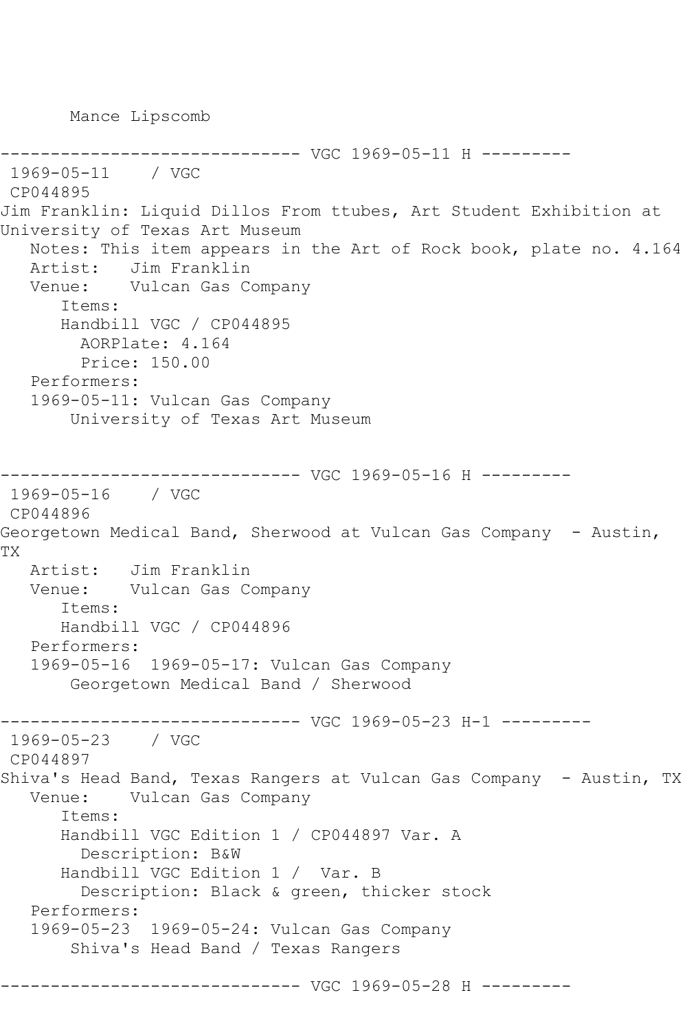Mance Lipscomb

------------------------------ VGC 1969-05-11 H ---------

1969-05-11 / VGC
CP044895
Jim Franklin: Liquid Dillos From ttubes, Art Student Exhibition at University of Texas Art Museum

Notes: This item appears in the Art of Rock book, plate no. 4.164
Artist: Jim Franklin
Venue: Vulcan Gas Company
Items:
Handbill VGC / CP044895
AORPlate: 4.164
Price: 150.00
Performers:
1969-05-11: Vulcan Gas Company
University of Texas Art Museum

------------------------------ VGC 1969-05-16 H ---------

1969-05-16 / VGC
CP044896
Georgetown Medical Band, Sherwood at Vulcan Gas Company - Austin, TX

Artist: Jim Franklin
Venue: Vulcan Gas Company
Items:
Handbill VGC / CP044896
Performers:
1969-05-16 1969-05-17: Vulcan Gas Company
Georgetown Medical Band / Sherwood

------------------------------ VGC 1969-05-23 H-1 ---------

1969-05-23 / VGC
CP044897
Shiva's Head Band, Texas Rangers at Vulcan Gas Company - Austin, TX

Venue: Vulcan Gas Company
Items:
Handbill VGC Edition 1 / CP044897 Var. A
Description: B&W
Handbill VGC Edition 1 / Var. B
Description: Black & green, thicker stock
Performers:
1969-05-23 1969-05-24: Vulcan Gas Company
Shiva's Head Band / Texas Rangers

------------------------------ VGC 1969-05-28 H ---------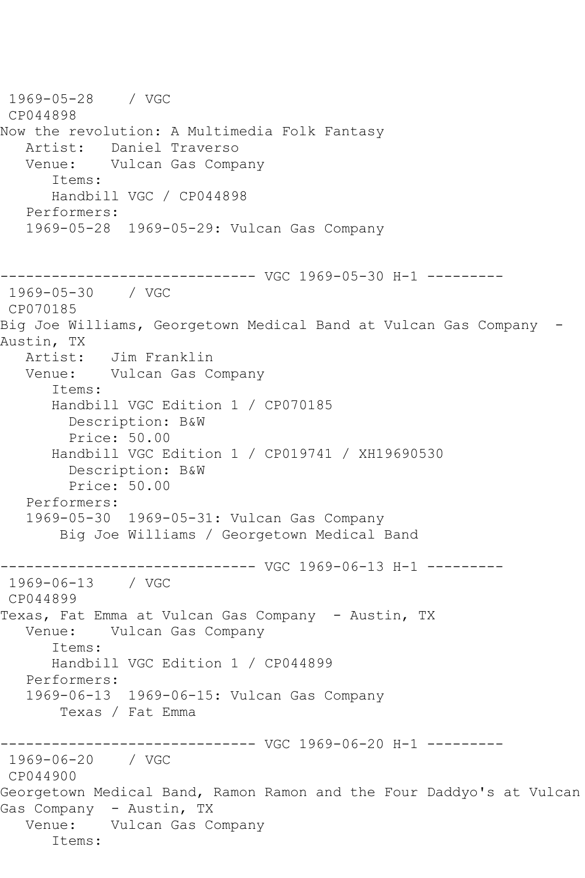```
 1969-05-28    / VGC
 CP044898
Now the revolution: A Multimedia Folk Fantasy
   Artist:   Daniel Traverso
   Venue:    Vulcan Gas Company
      Items:
      Handbill VGC / CP044898
   Performers:
   1969-05-28  1969-05-29: Vulcan Gas Company


------------------------------ VGC 1969-05-30 H-1 ---------
 1969-05-30    / VGC
 CP070185
Big Joe Williams, Georgetown Medical Band at Vulcan Gas Company  -
Austin, TX
   Artist:   Jim Franklin
   Venue:    Vulcan Gas Company
      Items:
      Handbill VGC Edition 1 / CP070185
        Description: B&W
        Price: 50.00
      Handbill VGC Edition 1 / CP019741 / XH19690530
        Description: B&W
        Price: 50.00
   Performers:
   1969-05-30  1969-05-31: Vulcan Gas Company
       Big Joe Williams / Georgetown Medical Band

------------------------------ VGC 1969-06-13 H-1 ---------
 1969-06-13    / VGC
 CP044899
Texas, Fat Emma at Vulcan Gas Company  - Austin, TX
   Venue:    Vulcan Gas Company
      Items:
      Handbill VGC Edition 1 / CP044899
   Performers:
   1969-06-13  1969-06-15: Vulcan Gas Company
       Texas / Fat Emma

------------------------------ VGC 1969-06-20 H-1 ---------
 1969-06-20    / VGC
 CP044900
Georgetown Medical Band, Ramon Ramon and the Four Daddyo's at Vulcan
Gas Company  - Austin, TX
   Venue:    Vulcan Gas Company
      Items:
```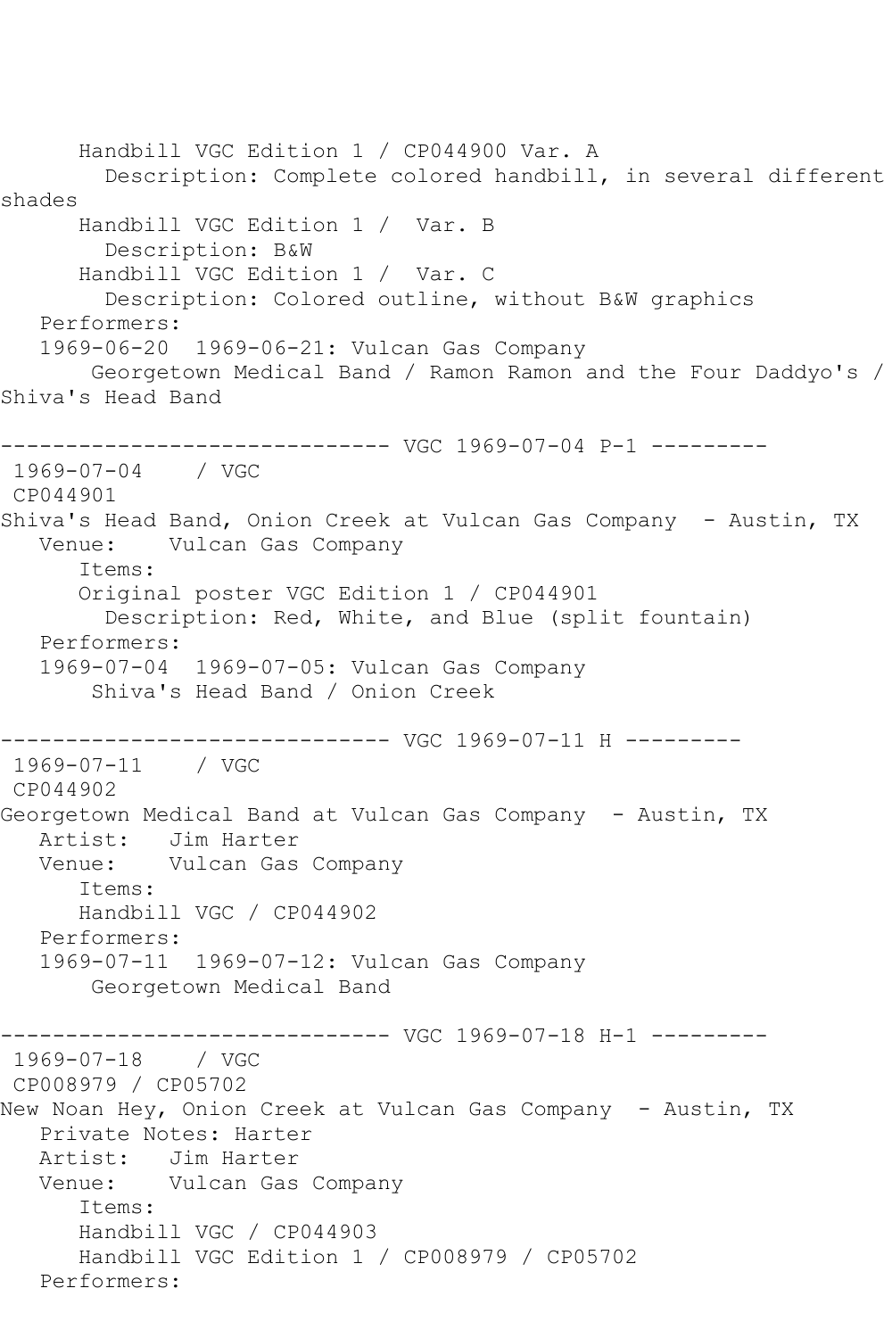Handbill VGC Edition 1 / CP044900 Var. A
Description: Complete colored handbill, in several different shades
Handbill VGC Edition 1 / Var. B
Description: B&W
Handbill VGC Edition 1 / Var. C
Description: Colored outline, without B&W graphics
Performers:
1969-06-20 1969-06-21: Vulcan Gas Company
Georgetown Medical Band / Ramon Ramon and the Four Daddyo's / Shiva's Head Band

------------------------------ VGC 1969-07-04 P-1 ---------

1969-07-04 / VGC
CP044901
Shiva's Head Band, Onion Creek at Vulcan Gas Company - Austin, TX
Venue: Vulcan Gas Company
Items:
Original poster VGC Edition 1 / CP044901
Description: Red, White, and Blue (split fountain)
Performers:
1969-07-04 1969-07-05: Vulcan Gas Company
Shiva's Head Band / Onion Creek

------------------------------ VGC 1969-07-11 H ---------

1969-07-11 / VGC
CP044902
Georgetown Medical Band at Vulcan Gas Company - Austin, TX
Artist: Jim Harter
Venue: Vulcan Gas Company
Items:
Handbill VGC / CP044902
Performers:
1969-07-11 1969-07-12: Vulcan Gas Company
Georgetown Medical Band

------------------------------ VGC 1969-07-18 H-1 ---------

1969-07-18 / VGC
CP008979 / CP05702
New Noan Hey, Onion Creek at Vulcan Gas Company - Austin, TX
Private Notes: Harter
Artist: Jim Harter
Venue: Vulcan Gas Company
Items:
Handbill VGC / CP044903
Handbill VGC Edition 1 / CP008979 / CP05702
Performers: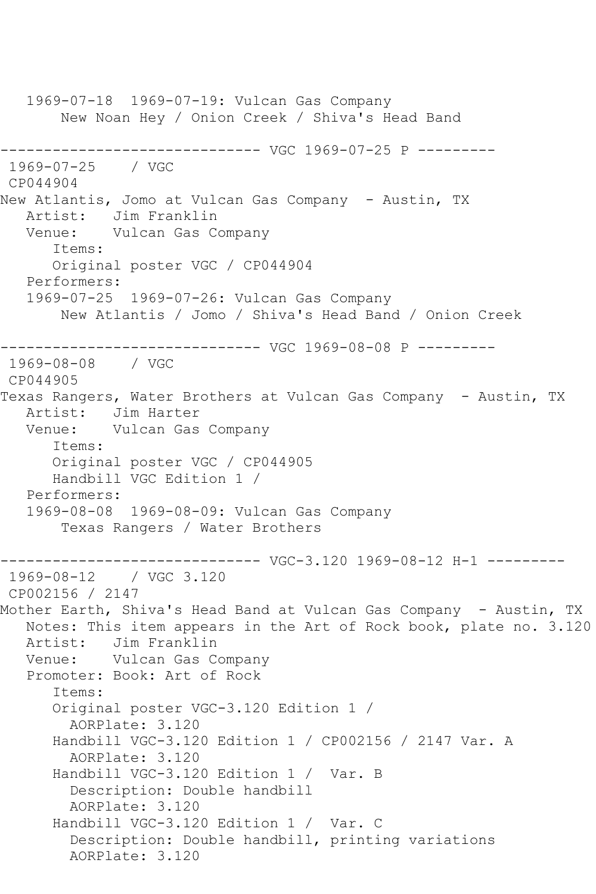```
   1969-07-18  1969-07-19: Vulcan Gas Company
       New Noan Hey / Onion Creek / Shiva's Head Band

------------------------------ VGC 1969-07-25 P ---------
 1969-07-25    / VGC
 CP044904
New Atlantis, Jomo at Vulcan Gas Company  - Austin, TX
   Artist:   Jim Franklin
   Venue:    Vulcan Gas Company
      Items:
      Original poster VGC / CP044904
   Performers:
   1969-07-25  1969-07-26: Vulcan Gas Company
       New Atlantis / Jomo / Shiva's Head Band / Onion Creek

------------------------------ VGC 1969-08-08 P ---------
 1969-08-08    / VGC
 CP044905
Texas Rangers, Water Brothers at Vulcan Gas Company  - Austin, TX
   Artist:   Jim Harter
   Venue:    Vulcan Gas Company
      Items:
      Original poster VGC / CP044905
      Handbill VGC Edition 1 /
   Performers:
   1969-08-08  1969-08-09: Vulcan Gas Company
       Texas Rangers / Water Brothers

------------------------------ VGC-3.120 1969-08-12 H-1 ---------
 1969-08-12    / VGC 3.120
 CP002156 / 2147
Mother Earth, Shiva's Head Band at Vulcan Gas Company  - Austin, TX
   Notes: This item appears in the Art of Rock book, plate no. 3.120
   Artist:   Jim Franklin
   Venue:    Vulcan Gas Company
   Promoter: Book: Art of Rock
      Items:
      Original poster VGC-3.120 Edition 1 /
        AORPlate: 3.120
      Handbill VGC-3.120 Edition 1 / CP002156 / 2147 Var. A
        AORPlate: 3.120
      Handbill VGC-3.120 Edition 1 /  Var. B
        Description: Double handbill
        AORPlate: 3.120
      Handbill VGC-3.120 Edition 1 /  Var. C
        Description: Double handbill, printing variations
        AORPlate: 3.120
```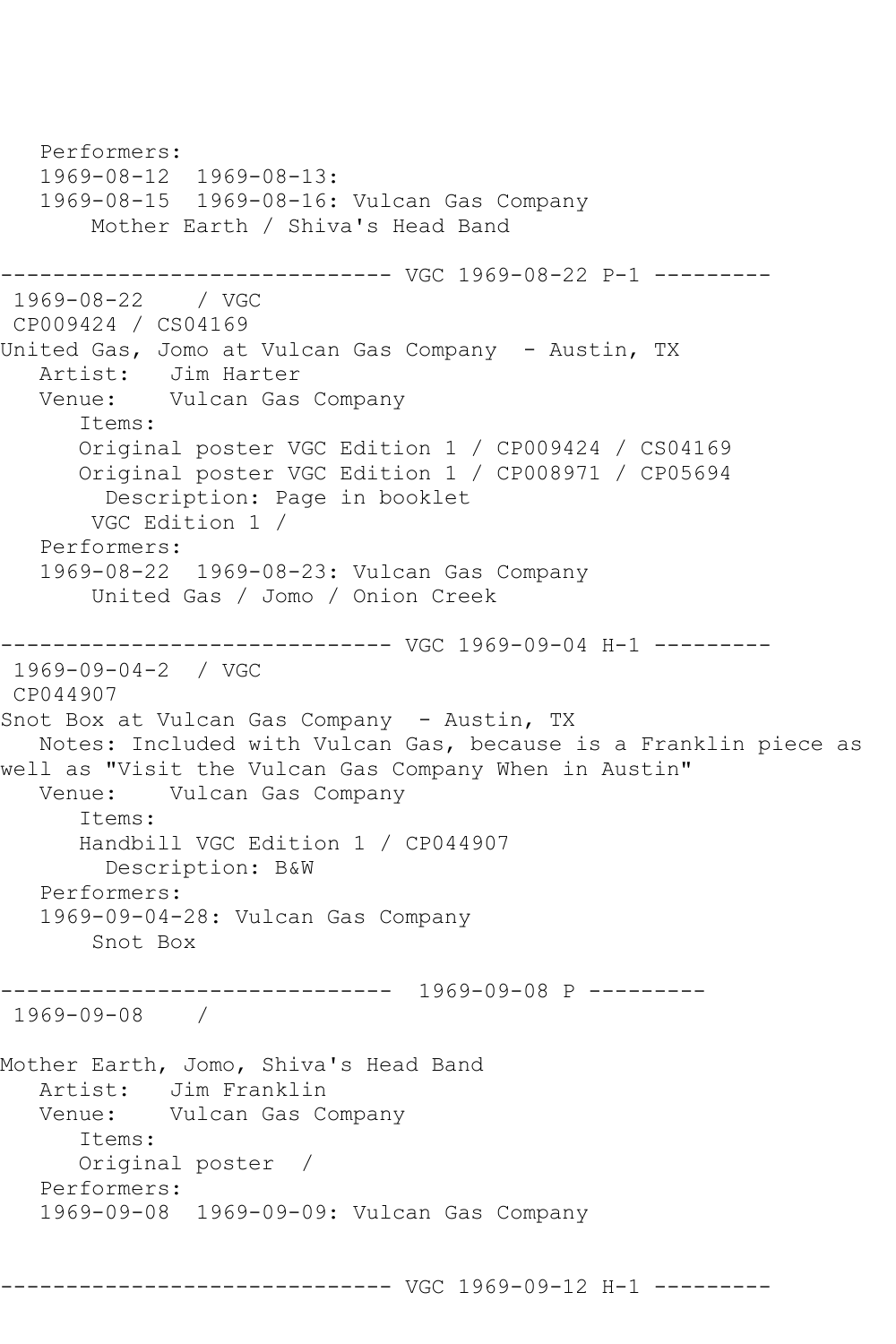```
   Performers:
   1969-08-12  1969-08-13:
   1969-08-15  1969-08-16: Vulcan Gas Company
       Mother Earth / Shiva's Head Band

------------------------------ VGC 1969-08-22 P-1 ---------
 1969-08-22    / VGC
 CP009424 / CS04169
United Gas, Jomo at Vulcan Gas Company  - Austin, TX
   Artist:   Jim Harter
   Venue:    Vulcan Gas Company
      Items:
      Original poster VGC Edition 1 / CP009424 / CS04169
      Original poster VGC Edition 1 / CP008971 / CP05694
        Description: Page in booklet
       VGC Edition 1 /
   Performers:
   1969-08-22  1969-08-23: Vulcan Gas Company
       United Gas / Jomo / Onion Creek

------------------------------ VGC 1969-09-04 H-1 ---------
 1969-09-04-2  / VGC
 CP044907
Snot Box at Vulcan Gas Company  - Austin, TX
   Notes: Included with Vulcan Gas, because is a Franklin piece as
well as "Visit the Vulcan Gas Company When in Austin"
   Venue:    Vulcan Gas Company
      Items:
      Handbill VGC Edition 1 / CP044907
        Description: B&W
   Performers:
   1969-09-04-28: Vulcan Gas Company
       Snot Box

------------------------------  1969-09-08 P ---------
 1969-09-08    /

Mother Earth, Jomo, Shiva's Head Band
   Artist:   Jim Franklin
   Venue:    Vulcan Gas Company
      Items:
      Original poster  /
   Performers:
   1969-09-08  1969-09-09: Vulcan Gas Company


------------------------------ VGC 1969-09-12 H-1 ---------
```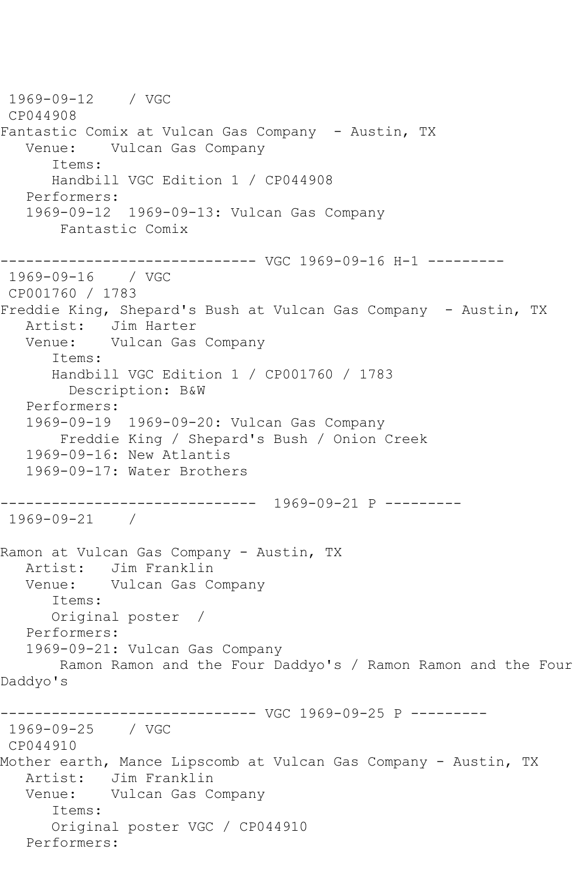```
1969-09-12    / VGC
 CP044908
Fantastic Comix at Vulcan Gas Company  - Austin, TX
   Venue:    Vulcan Gas Company
      Items:
      Handbill VGC Edition 1 / CP044908
   Performers:
   1969-09-12  1969-09-13: Vulcan Gas Company
       Fantastic Comix

------------------------------ VGC 1969-09-16 H-1 ---------
 1969-09-16    / VGC
 CP001760 / 1783
Freddie King, Shepard's Bush at Vulcan Gas Company  - Austin, TX
   Artist:   Jim Harter
   Venue:    Vulcan Gas Company
      Items:
      Handbill VGC Edition 1 / CP001760 / 1783
        Description: B&W
   Performers:
   1969-09-19  1969-09-20: Vulcan Gas Company
       Freddie King / Shepard's Bush / Onion Creek
   1969-09-16: New Atlantis
   1969-09-17: Water Brothers

------------------------------  1969-09-21 P ---------
 1969-09-21    /

Ramon at Vulcan Gas Company - Austin, TX
   Artist:   Jim Franklin
   Venue:    Vulcan Gas Company
      Items:
      Original poster  /
   Performers:
   1969-09-21: Vulcan Gas Company
       Ramon Ramon and the Four Daddyo's / Ramon Ramon and the Four
Daddyo's

------------------------------ VGC 1969-09-25 P ---------
 1969-09-25    / VGC
 CP044910
Mother earth, Mance Lipscomb at Vulcan Gas Company - Austin, TX
   Artist:   Jim Franklin
   Venue:    Vulcan Gas Company
      Items:
      Original poster VGC / CP044910
   Performers:
```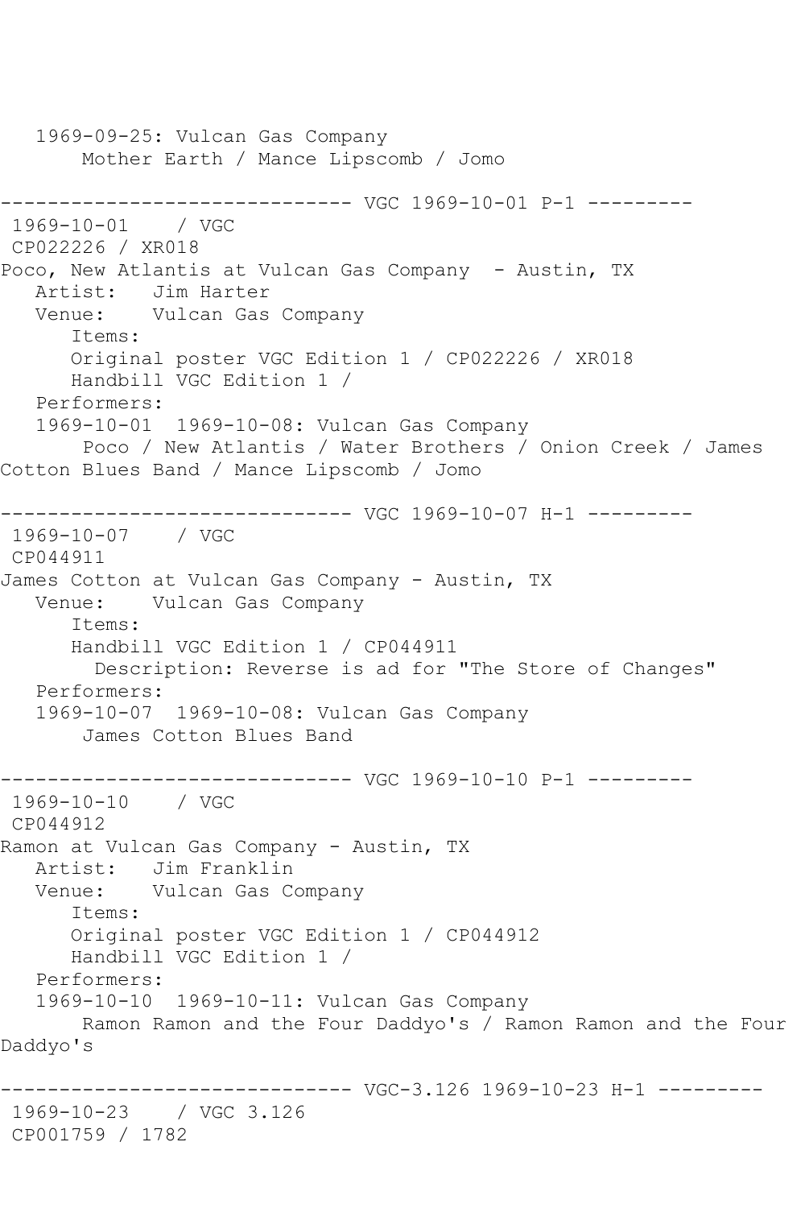```
   1969-09-25: Vulcan Gas Company
       Mother Earth / Mance Lipscomb / Jomo

------------------------------ VGC 1969-10-01 P-1 ---------
 1969-10-01    / VGC
 CP022226 / XR018
Poco, New Atlantis at Vulcan Gas Company  - Austin, TX
   Artist:   Jim Harter
   Venue:    Vulcan Gas Company
      Items:
      Original poster VGC Edition 1 / CP022226 / XR018
      Handbill VGC Edition 1 /
   Performers:
   1969-10-01  1969-10-08: Vulcan Gas Company
       Poco / New Atlantis / Water Brothers / Onion Creek / James
Cotton Blues Band / Mance Lipscomb / Jomo

------------------------------ VGC 1969-10-07 H-1 ---------
 1969-10-07    / VGC
 CP044911
James Cotton at Vulcan Gas Company - Austin, TX
   Venue:    Vulcan Gas Company
      Items:
      Handbill VGC Edition 1 / CP044911
        Description: Reverse is ad for "The Store of Changes"
   Performers:
   1969-10-07  1969-10-08: Vulcan Gas Company
       James Cotton Blues Band

------------------------------ VGC 1969-10-10 P-1 ---------
 1969-10-10    / VGC
 CP044912
Ramon at Vulcan Gas Company - Austin, TX
   Artist:   Jim Franklin
   Venue:    Vulcan Gas Company
      Items:
      Original poster VGC Edition 1 / CP044912
      Handbill VGC Edition 1 /
   Performers:
   1969-10-10  1969-10-11: Vulcan Gas Company
       Ramon Ramon and the Four Daddyo's / Ramon Ramon and the Four
Daddyo's

------------------------------ VGC-3.126 1969-10-23 H-1 ---------
 1969-10-23    / VGC 3.126
 CP001759 / 1782
```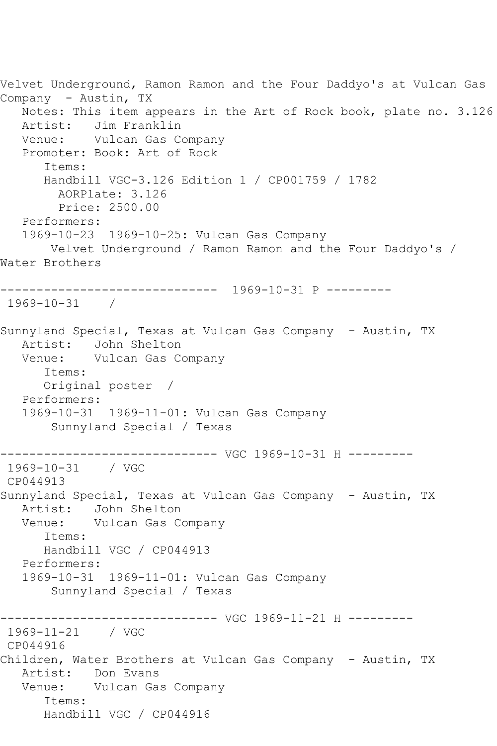Velvet Underground, Ramon Ramon and the Four Daddyo's at Vulcan Gas Company - Austin, TX

Notes: This item appears in the Art of Rock book, plate no. 3.126
Artist: Jim Franklin
Venue: Vulcan Gas Company
Promoter: Book: Art of Rock
Items:
Handbill VGC-3.126 Edition 1 / CP001759 / 1782
AORPlate: 3.126
Price: 2500.00
Performers:
1969-10-23 1969-10-25: Vulcan Gas Company
Velvet Underground / Ramon Ramon and the Four Daddyo's / Water Brothers

------------------------------ 1969-10-31 P ---------
1969-10-31 /

Sunnyland Special, Texas at Vulcan Gas Company - Austin, TX

Artist: John Shelton
Venue: Vulcan Gas Company
Items:
Original poster /
Performers:
1969-10-31 1969-11-01: Vulcan Gas Company
Sunnyland Special / Texas

------------------------------ VGC 1969-10-31 H ---------
1969-10-31 / VGC
CP044913

Sunnyland Special, Texas at Vulcan Gas Company - Austin, TX

Artist: John Shelton
Venue: Vulcan Gas Company
Items:
Handbill VGC / CP044913
Performers:
1969-10-31 1969-11-01: Vulcan Gas Company
Sunnyland Special / Texas

------------------------------ VGC 1969-11-21 H ---------
1969-11-21 / VGC
CP044916

Children, Water Brothers at Vulcan Gas Company - Austin, TX

Artist: Don Evans
Venue: Vulcan Gas Company
Items:
Handbill VGC / CP044916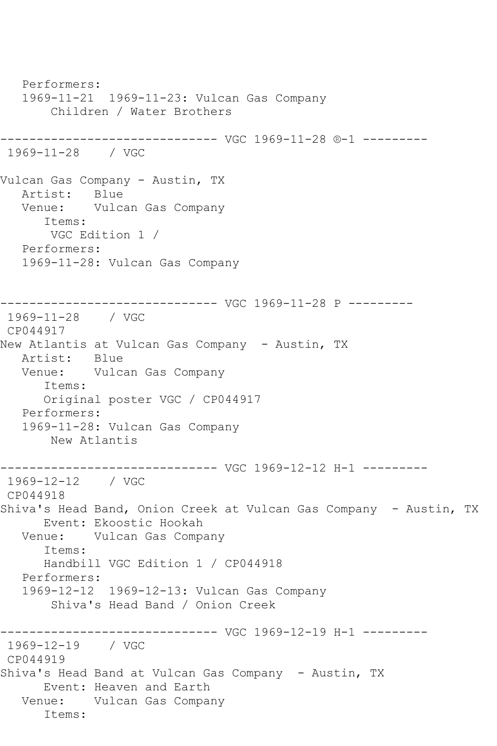```
   Performers:
   1969-11-21  1969-11-23: Vulcan Gas Company
       Children / Water Brothers

------------------------------ VGC 1969-11-28 ®-1 ---------
 1969-11-28    / VGC

Vulcan Gas Company - Austin, TX
   Artist:   Blue
   Venue:    Vulcan Gas Company
      Items:
       VGC Edition 1 /
   Performers:
   1969-11-28: Vulcan Gas Company


------------------------------ VGC 1969-11-28 P ---------
 1969-11-28    / VGC
 CP044917
New Atlantis at Vulcan Gas Company  - Austin, TX
   Artist:   Blue
   Venue:    Vulcan Gas Company
      Items:
      Original poster VGC / CP044917
   Performers:
   1969-11-28: Vulcan Gas Company
       New Atlantis

------------------------------ VGC 1969-12-12 H-1 ---------
 1969-12-12    / VGC
 CP044918
Shiva's Head Band, Onion Creek at Vulcan Gas Company  - Austin, TX
      Event: Ekoostic Hookah
   Venue:    Vulcan Gas Company
      Items:
      Handbill VGC Edition 1 / CP044918
   Performers:
   1969-12-12  1969-12-13: Vulcan Gas Company
       Shiva's Head Band / Onion Creek

------------------------------ VGC 1969-12-19 H-1 ---------
 1969-12-19    / VGC
 CP044919
Shiva's Head Band at Vulcan Gas Company  - Austin, TX
      Event: Heaven and Earth
   Venue:    Vulcan Gas Company
      Items:
```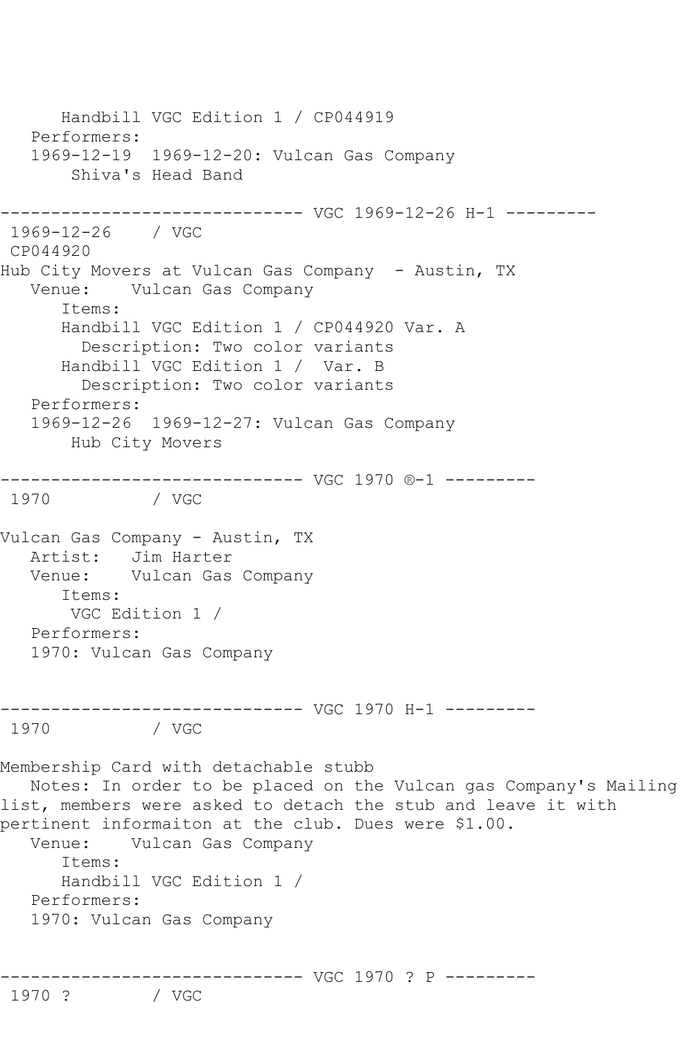Handbill VGC Edition 1 / CP044919
Performers:
1969-12-19 1969-12-20: Vulcan Gas Company
Shiva's Head Band

------------------------------ VGC 1969-12-26 H-1 ---------

1969-12-26 / VGC
CP044920
Hub City Movers at Vulcan Gas Company - Austin, TX
Venue: Vulcan Gas Company
Items:
Handbill VGC Edition 1 / CP044920 Var. A
Description: Two color variants
Handbill VGC Edition 1 / Var. B
Description: Two color variants
Performers:
1969-12-26 1969-12-27: Vulcan Gas Company
Hub City Movers

------------------------------ VGC 1970 ®-1 ---------

1970 / VGC

Vulcan Gas Company - Austin, TX
Artist: Jim Harter
Venue: Vulcan Gas Company
Items:
VGC Edition 1 /
Performers:
1970: Vulcan Gas Company

------------------------------ VGC 1970 H-1 ---------

1970 / VGC

Membership Card with detachable stubb
Notes: In order to be placed on the Vulcan gas Company's Mailing list, members were asked to detach the stub and leave it with pertinent informaiton at the club. Dues were $1.00.
Venue: Vulcan Gas Company
Items:
Handbill VGC Edition 1 /
Performers:
1970: Vulcan Gas Company

------------------------------ VGC 1970 ? P ---------

1970 ? / VGC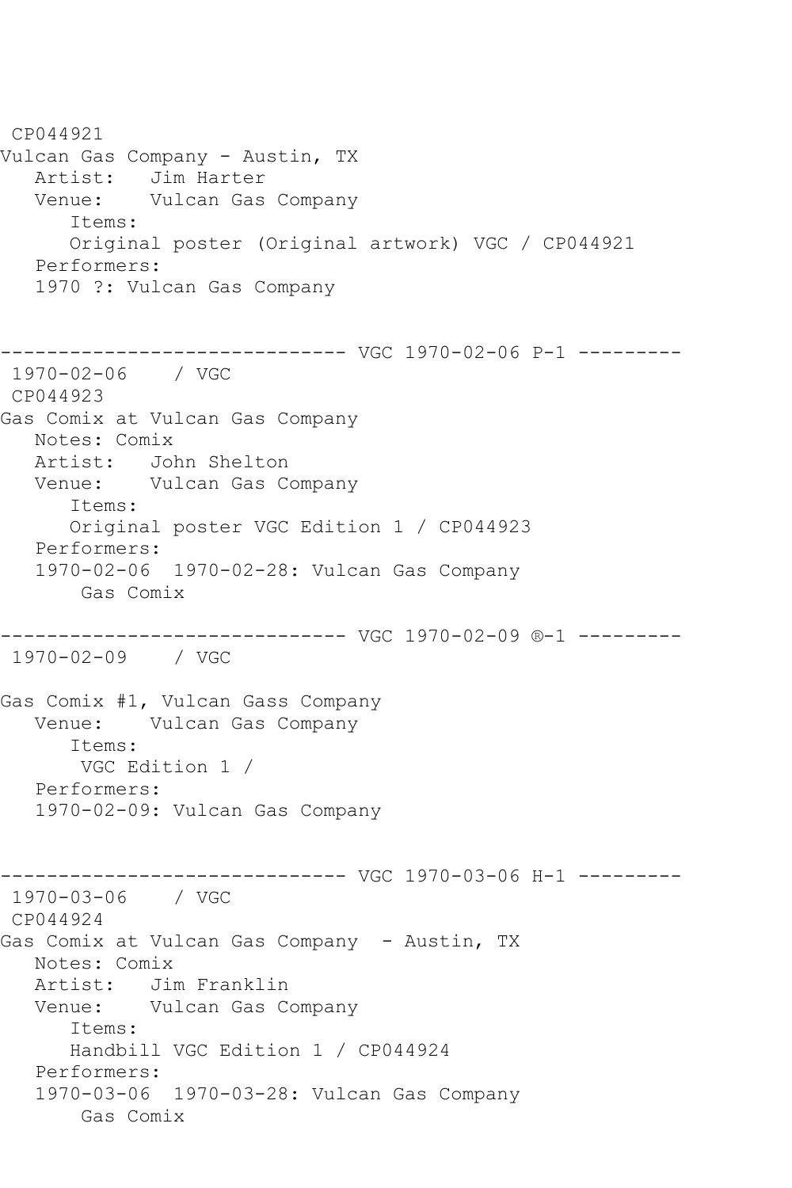CP044921
Vulcan Gas Company - Austin, TX
   Artist:   Jim Harter
   Venue:    Vulcan Gas Company
      Items:
      Original poster (Original artwork) VGC / CP044921
   Performers:
   1970 ?: Vulcan Gas Company

------------------------------ VGC 1970-02-06 P-1 ---------
1970-02-06    / VGC
CP044923
Gas Comix at Vulcan Gas Company
   Notes: Comix
   Artist:   John Shelton
   Venue:    Vulcan Gas Company
      Items:
      Original poster VGC Edition 1 / CP044923
   Performers:
   1970-02-06  1970-02-28: Vulcan Gas Company
       Gas Comix

------------------------------ VGC 1970-02-09 ®-1 ---------
1970-02-09    / VGC

Gas Comix #1, Vulcan Gass Company
   Venue:    Vulcan Gas Company
      Items:
       VGC Edition 1 /
   Performers:
   1970-02-09: Vulcan Gas Company

------------------------------ VGC 1970-03-06 H-1 ---------
1970-03-06    / VGC
CP044924
Gas Comix at Vulcan Gas Company  - Austin, TX
   Notes: Comix
   Artist:   Jim Franklin
   Venue:    Vulcan Gas Company
      Items:
      Handbill VGC Edition 1 / CP044924
   Performers:
   1970-03-06  1970-03-28: Vulcan Gas Company
       Gas Comix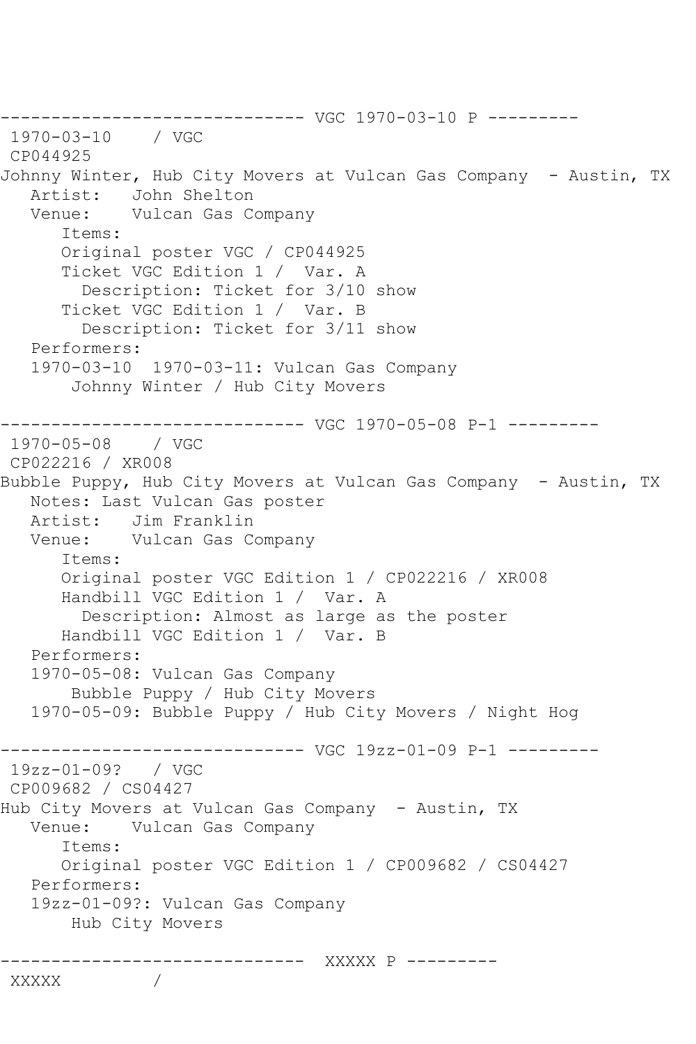```
------------------------------ VGC 1970-03-10 P ---------
 1970-03-10    / VGC
 CP044925
Johnny Winter, Hub City Movers at Vulcan Gas Company  - Austin, TX
   Artist:   John Shelton
   Venue:    Vulcan Gas Company
      Items:
      Original poster VGC / CP044925
      Ticket VGC Edition 1 /  Var. A
        Description: Ticket for 3/10 show
      Ticket VGC Edition 1 /  Var. B
        Description: Ticket for 3/11 show
   Performers:
   1970-03-10  1970-03-11: Vulcan Gas Company
       Johnny Winter / Hub City Movers

------------------------------ VGC 1970-05-08 P-1 ---------
 1970-05-08    / VGC
 CP022216 / XR008
Bubble Puppy, Hub City Movers at Vulcan Gas Company  - Austin, TX
   Notes: Last Vulcan Gas poster
   Artist:   Jim Franklin
   Venue:    Vulcan Gas Company
      Items:
      Original poster VGC Edition 1 / CP022216 / XR008
      Handbill VGC Edition 1 /  Var. A
        Description: Almost as large as the poster
      Handbill VGC Edition 1 /  Var. B
   Performers:
   1970-05-08: Vulcan Gas Company
       Bubble Puppy / Hub City Movers
   1970-05-09: Bubble Puppy / Hub City Movers / Night Hog

------------------------------ VGC 19zz-01-09 P-1 ---------
 19zz-01-09?   / VGC
 CP009682 / CS04427
Hub City Movers at Vulcan Gas Company  - Austin, TX
   Venue:    Vulcan Gas Company
      Items:
      Original poster VGC Edition 1 / CP009682 / CS04427
   Performers:
   19zz-01-09?: Vulcan Gas Company
       Hub City Movers

------------------------------  XXXXX P ---------
 XXXXX         /
```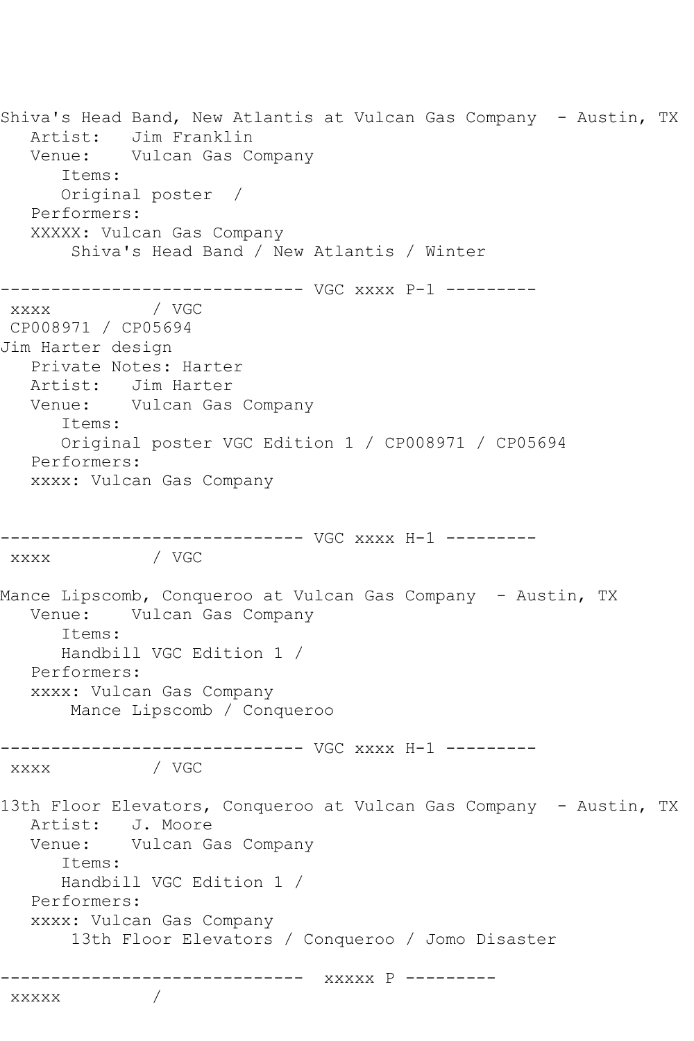Shiva's Head Band, New Atlantis at Vulcan Gas Company - Austin, TX

Artist: Jim Franklin

Venue: Vulcan Gas Company

Items:

Original poster /

Performers:

XXXXX: Vulcan Gas Company

Shiva's Head Band / New Atlantis / Winter

------------------------------ VGC xxxx P-1 ---------

xxxx / VGC

CP008971 / CP05694

Jim Harter design

Private Notes: Harter

Artist: Jim Harter

Venue: Vulcan Gas Company

Items:

Original poster VGC Edition 1 / CP008971 / CP05694

Performers:

xxxx: Vulcan Gas Company

------------------------------ VGC xxxx H-1 ---------

xxxx / VGC

Mance Lipscomb, Conqueroo at Vulcan Gas Company - Austin, TX

Venue: Vulcan Gas Company

Items:

Handbill VGC Edition 1 /

Performers:

xxxx: Vulcan Gas Company

Mance Lipscomb / Conqueroo

------------------------------ VGC xxxx H-1 ---------

xxxx / VGC

13th Floor Elevators, Conqueroo at Vulcan Gas Company - Austin, TX

Artist: J. Moore

Venue: Vulcan Gas Company

Items:

Handbill VGC Edition 1 /

Performers:

xxxx: Vulcan Gas Company

13th Floor Elevators / Conqueroo / Jomo Disaster

------------------------------ xxxxx P ---------

xxxxx /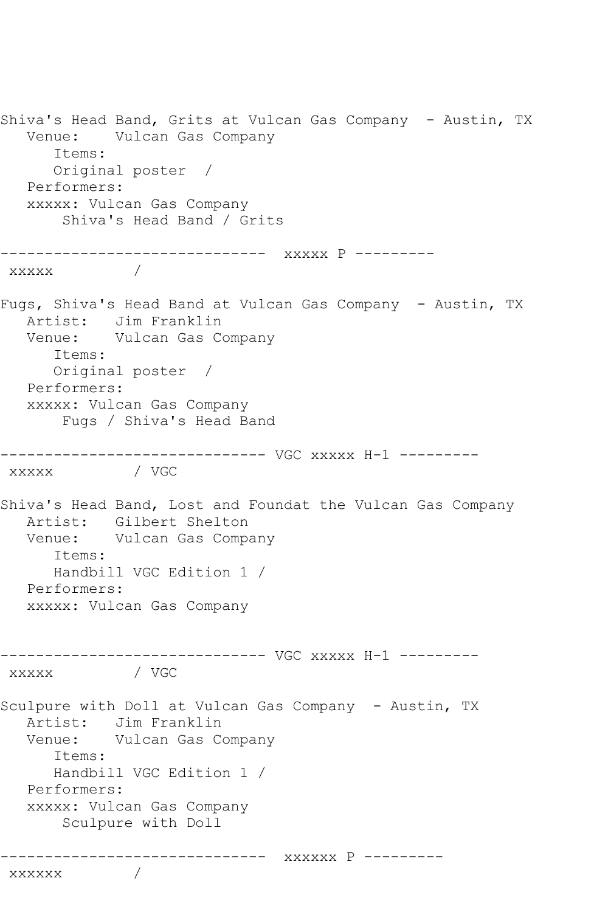Shiva's Head Band, Grits at Vulcan Gas Company  - Austin, TX
   Venue:    Vulcan Gas Company
      Items:
      Original poster  /
   Performers:
   xxxxx: Vulcan Gas Company
       Shiva's Head Band / Grits

------------------------------  xxxxx P ---------
 xxxxx         /

Fugs, Shiva's Head Band at Vulcan Gas Company  - Austin, TX
   Artist:   Jim Franklin
   Venue:    Vulcan Gas Company
      Items:
      Original poster  /
   Performers:
   xxxxx: Vulcan Gas Company
       Fugs / Shiva's Head Band

------------------------------ VGC xxxxx H-1 ---------
 xxxxx         / VGC

Shiva's Head Band, Lost and Foundat the Vulcan Gas Company
   Artist:   Gilbert Shelton
   Venue:    Vulcan Gas Company
      Items:
      Handbill VGC Edition 1 /
   Performers:
   xxxxx: Vulcan Gas Company

------------------------------ VGC xxxxx H-1 ---------
 xxxxx         / VGC

Sculpure with Doll at Vulcan Gas Company  - Austin, TX
   Artist:   Jim Franklin
   Venue:    Vulcan Gas Company
      Items:
      Handbill VGC Edition 1 /
   Performers:
   xxxxx: Vulcan Gas Company
       Sculpure with Doll

------------------------------  xxxxxx P ---------
 xxxxxx        /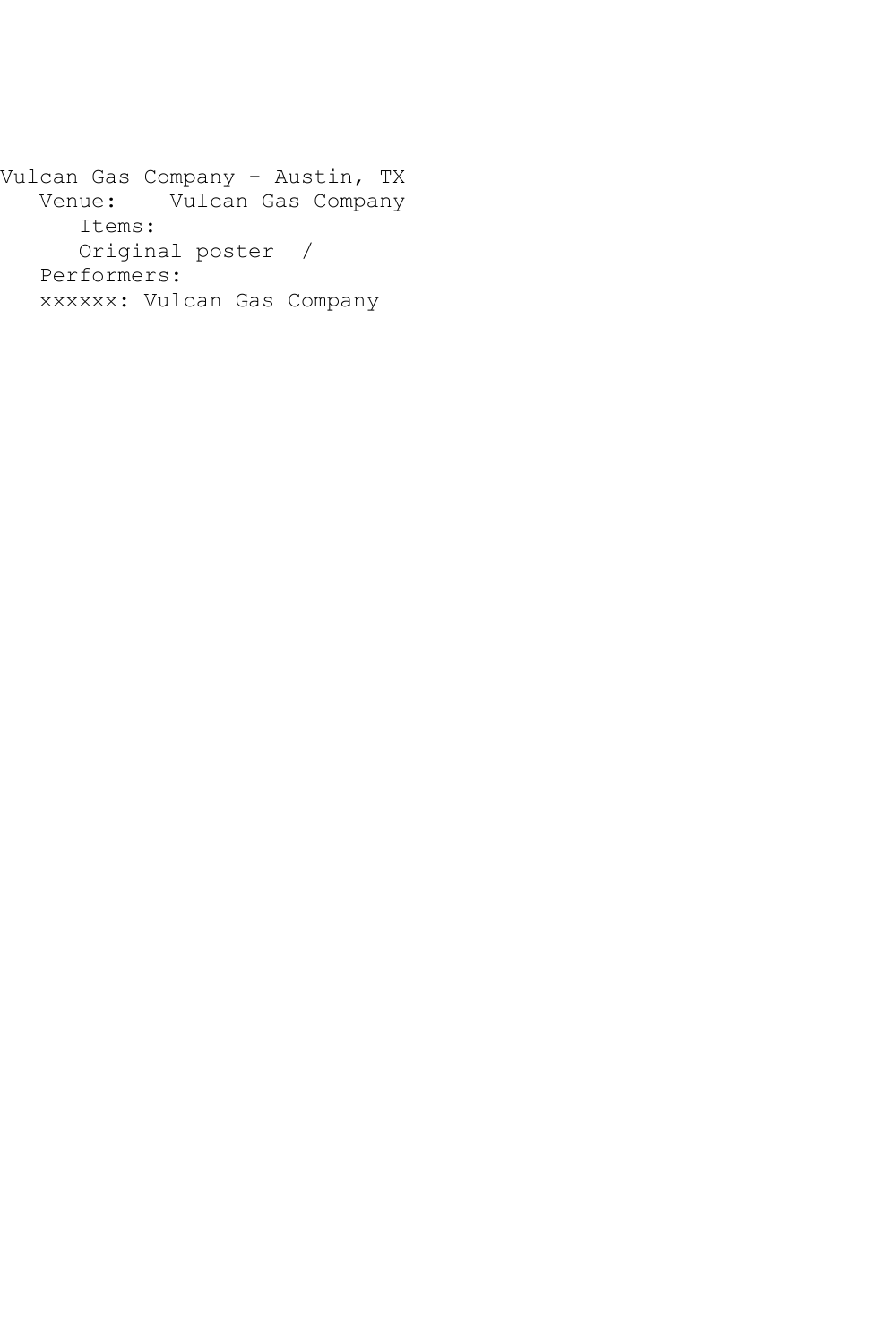Vulcan Gas Company - Austin, TX

Venue: Vulcan Gas Company

Items:

Original poster /

Performers:

xxxxxx: Vulcan Gas Company